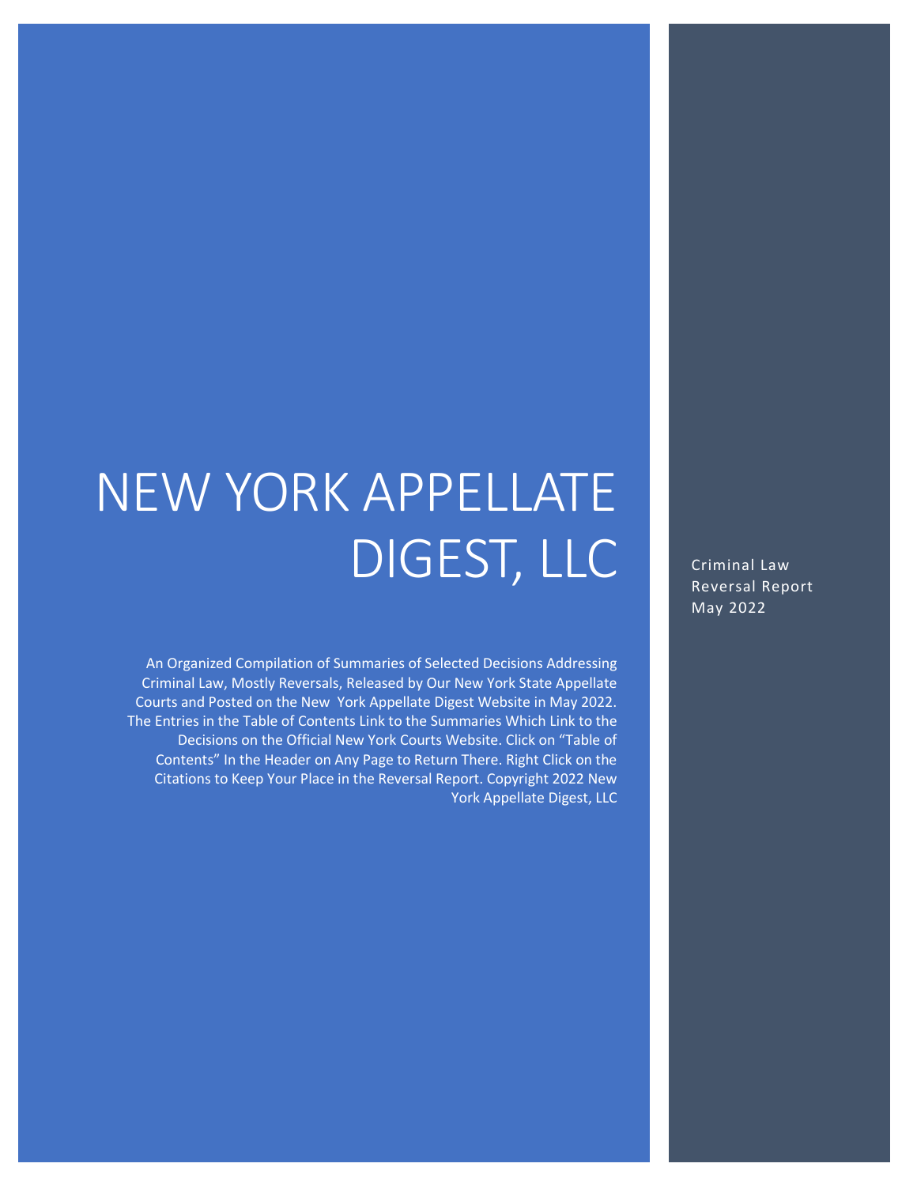# NEW YORK APPELLATE DIGEST, LLC

Criminal Law
Reversal Report
May 2022

An Organized Compilation of Summaries of Selected Decisions Addressing Criminal Law, Mostly Reversals, Released by Our New York State Appellate Courts and Posted on the New York Appellate Digest Website in May 2022. The Entries in the Table of Contents Link to the Summaries Which Link to the Decisions on the Official New York Courts Website. Click on "Table of Contents" In the Header on Any Page to Return There. Right Click on the Citations to Keep Your Place in the Reversal Report. Copyright 2022 New York Appellate Digest, LLC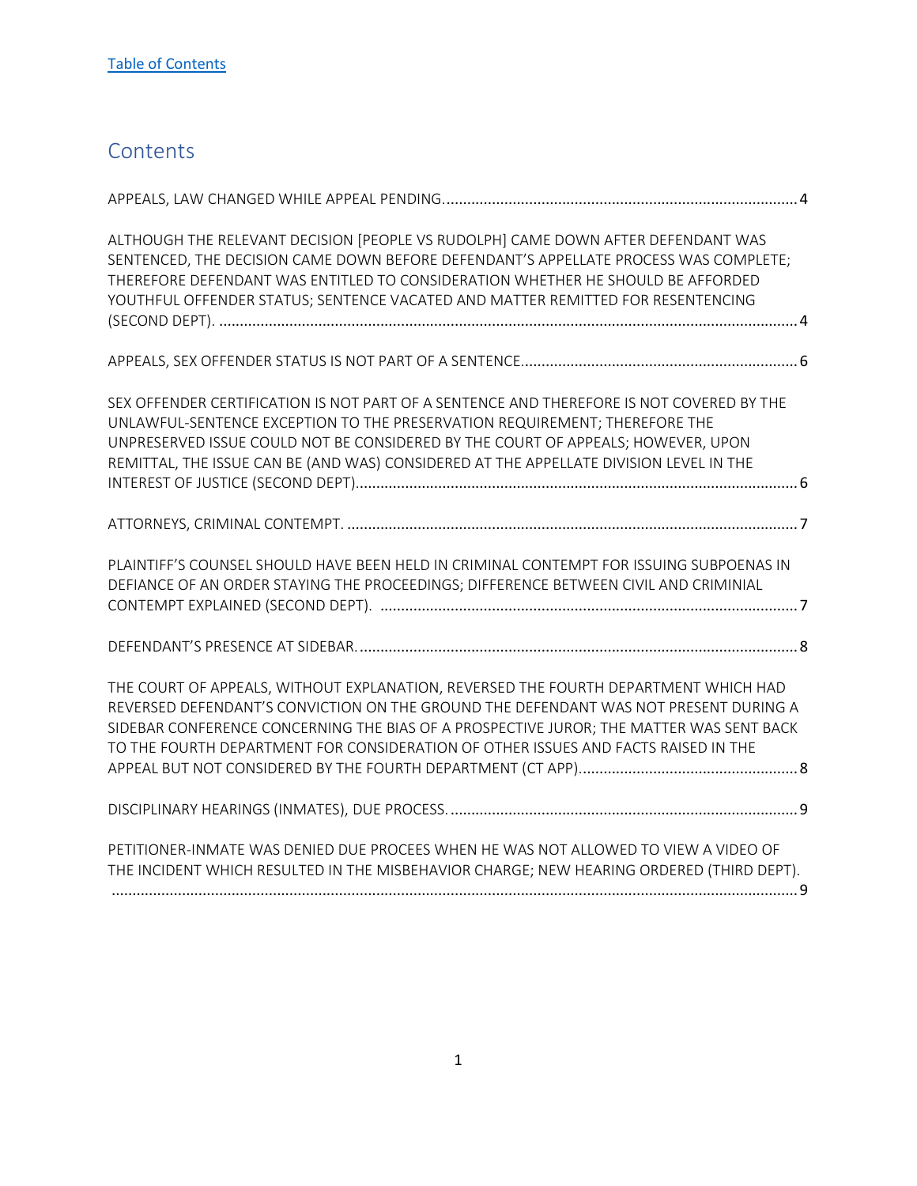[Table of Contents](#)

# Contents

APPEALS, LAW CHANGED WHILE APPEAL PENDING. .......... 4

ALTHOUGH THE RELEVANT DECISION [PEOPLE VS RUDOLPH] CAME DOWN AFTER DEFENDANT WAS SENTENCED, THE DECISION CAME DOWN BEFORE DEFENDANT'S APPELLATE PROCESS WAS COMPLETE; THEREFORE DEFENDANT WAS ENTITLED TO CONSIDERATION WHETHER HE SHOULD BE AFFORDED YOUTHFUL OFFENDER STATUS; SENTENCE VACATED AND MATTER REMITTED FOR RESENTENCING (SECOND DEPT). .......... 4

APPEALS, SEX OFFENDER STATUS IS NOT PART OF A SENTENCE. .......... 6

SEX OFFENDER CERTIFICATION IS NOT PART OF A SENTENCE AND THEREFORE IS NOT COVERED BY THE UNLAWFUL-SENTENCE EXCEPTION TO THE PRESERVATION REQUIREMENT; THEREFORE THE UNPRESERVED ISSUE COULD NOT BE CONSIDERED BY THE COURT OF APPEALS; HOWEVER, UPON REMITTAL, THE ISSUE CAN BE (AND WAS) CONSIDERED AT THE APPELLATE DIVISION LEVEL IN THE INTEREST OF JUSTICE (SECOND DEPT). .......... 6

ATTORNEYS, CRIMINAL CONTEMPT. .......... 7

PLAINTIFF'S COUNSEL SHOULD HAVE BEEN HELD IN CRIMINAL CONTEMPT FOR ISSUING SUBPOENAS IN DEFIANCE OF AN ORDER STAYING THE PROCEEDINGS; DIFFERENCE BETWEEN CIVIL AND CRIMINIAL CONTEMPT EXPLAINED (SECOND DEPT). .......... 7

DEFENDANT'S PRESENCE AT SIDEBAR. .......... 8

THE COURT OF APPEALS, WITHOUT EXPLANATION, REVERSED THE FOURTH DEPARTMENT WHICH HAD REVERSED DEFENDANT'S CONVICTION ON THE GROUND THE DEFENDANT WAS NOT PRESENT DURING A SIDEBAR CONFERENCE CONCERNING THE BIAS OF A PROSPECTIVE JUROR; THE MATTER WAS SENT BACK TO THE FOURTH DEPARTMENT FOR CONSIDERATION OF OTHER ISSUES AND FACTS RAISED IN THE APPEAL BUT NOT CONSIDERED BY THE FOURTH DEPARTMENT (CT APP). .......... 8

DISCIPLINARY HEARINGS (INMATES), DUE PROCESS. .......... 9

PETITIONER-INMATE WAS DENIED DUE PROCEES WHEN HE WAS NOT ALLOWED TO VIEW A VIDEO OF THE INCIDENT WHICH RESULTED IN THE MISBEHAVIOR CHARGE; NEW HEARING ORDERED (THIRD DEPT). .......... 9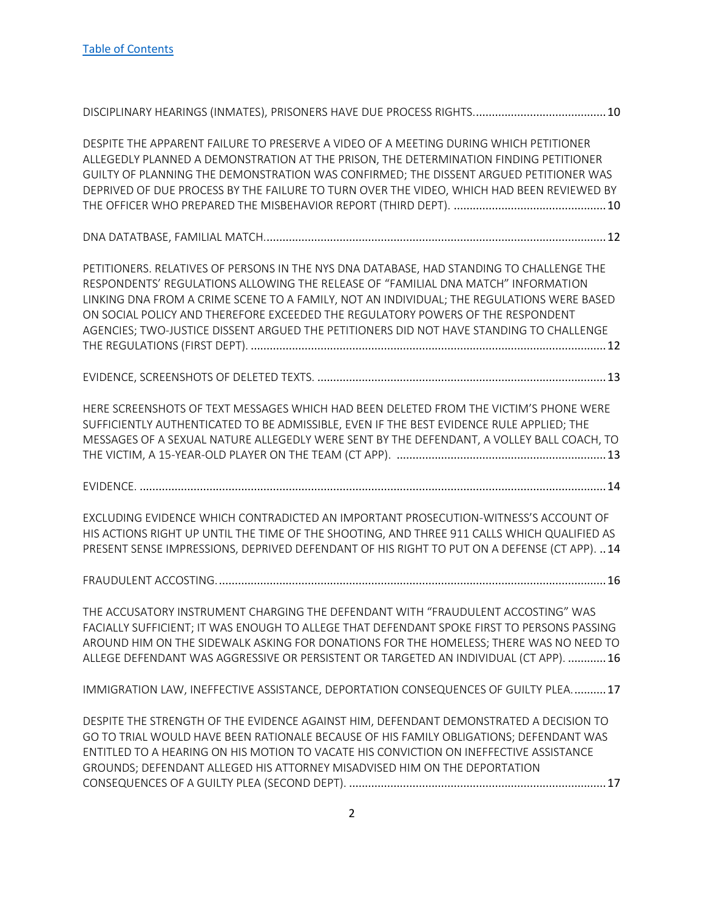[Table of Contents](#)

DISCIPLINARY HEARINGS (INMATES), PRISONERS HAVE DUE PROCESS RIGHTS..........................................10

DESPITE THE APPARENT FAILURE TO PRESERVE A VIDEO OF A MEETING DURING WHICH PETITIONER ALLEGEDLY PLANNED A DEMONSTRATION AT THE PRISON, THE DETERMINATION FINDING PETITIONER GUILTY OF PLANNING THE DEMONSTRATION WAS CONFIRMED; THE DISSENT ARGUED PETITIONER WAS DEPRIVED OF DUE PROCESS BY THE FAILURE TO TURN OVER THE VIDEO, WHICH HAD BEEN REVIEWED BY THE OFFICER WHO PREPARED THE MISBEHAVIOR REPORT (THIRD DEPT). ................................................10

DNA DATATBASE, FAMILIAL MATCH...........................................................................................................12

PETITIONERS. RELATIVES OF PERSONS IN THE NYS DNA DATABASE, HAD STANDING TO CHALLENGE THE RESPONDENTS' REGULATIONS ALLOWING THE RELEASE OF "FAMILIAL DNA MATCH" INFORMATION LINKING DNA FROM A CRIME SCENE TO A FAMILY, NOT AN INDIVIDUAL; THE REGULATIONS WERE BASED ON SOCIAL POLICY AND THEREFORE EXCEEDED THE REGULATORY POWERS OF THE RESPONDENT AGENCIES; TWO-JUSTICE DISSENT ARGUED THE PETITIONERS DID NOT HAVE STANDING TO CHALLENGE THE REGULATIONS (FIRST DEPT). ................................................................................................................12

EVIDENCE, SCREENSHOTS OF DELETED TEXTS. ...........................................................................................13

HERE SCREENSHOTS OF TEXT MESSAGES WHICH HAD BEEN DELETED FROM THE VICTIM'S PHONE WERE SUFFICIENTLY AUTHENTICATED TO BE ADMISSIBLE, EVEN IF THE BEST EVIDENCE RULE APPLIED; THE MESSAGES OF A SEXUAL NATURE ALLEGEDLY WERE SENT BY THE DEFENDANT, A VOLLEY BALL COACH, TO THE VICTIM, A 15-YEAR-OLD PLAYER ON THE TEAM (CT APP). ..................................................................13

EVIDENCE. ..................................................................................................................................................14

EXCLUDING EVIDENCE WHICH CONTRADICTED AN IMPORTANT PROSECUTION-WITNESS'S ACCOUNT OF HIS ACTIONS RIGHT UP UNTIL THE TIME OF THE SHOOTING, AND THREE 911 CALLS WHICH QUALIFIED AS PRESENT SENSE IMPRESSIONS, DEPRIVED DEFENDANT OF HIS RIGHT TO PUT ON A DEFENSE (CT APP). ..14

FRAUDULENT ACCOSTING...........................................................................................................................16

THE ACCUSATORY INSTRUMENT CHARGING THE DEFENDANT WITH "FRAUDULENT ACCOSTING" WAS FACIALLY SUFFICIENT; IT WAS ENOUGH TO ALLEGE THAT DEFENDANT SPOKE FIRST TO PERSONS PASSING AROUND HIM ON THE SIDEWALK ASKING FOR DONATIONS FOR THE HOMELESS; THERE WAS NO NEED TO ALLEGE DEFENDANT WAS AGGRESSIVE OR PERSISTENT OR TARGETED AN INDIVIDUAL (CT APP). ............16

IMMIGRATION LAW, INEFFECTIVE ASSISTANCE, DEPORTATION CONSEQUENCES OF GUILTY PLEA...........17

DESPITE THE STRENGTH OF THE EVIDENCE AGAINST HIM, DEFENDANT DEMONSTRATED A DECISION TO GO TO TRIAL WOULD HAVE BEEN RATIONALE BECAUSE OF HIS FAMILY OBLIGATIONS; DEFENDANT WAS ENTITLED TO A HEARING ON HIS MOTION TO VACATE HIS CONVICTION ON INEFFECTIVE ASSISTANCE GROUNDS; DEFENDANT ALLEGED HIS ATTORNEY MISADVISED HIM ON THE DEPORTATION CONSEQUENCES OF A GUILTY PLEA (SECOND DEPT). .................................................................................17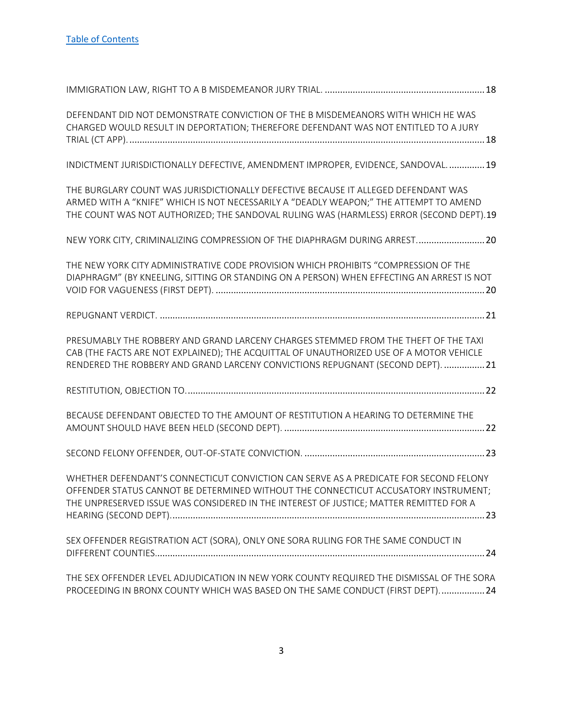[Table of Contents]()

IMMIGRATION LAW, RIGHT TO A B MISDEMEANOR JURY TRIAL. ............................................................... 18

DEFENDANT DID NOT DEMONSTRATE CONVICTION OF THE B MISDEMEANORS WITH WHICH HE WAS CHARGED WOULD RESULT IN DEPORTATION; THEREFORE DEFENDANT WAS NOT ENTITLED TO A JURY TRIAL (CT APP). ........................................................................................................................................... 18

INDICTMENT JURISDICTIONALLY DEFECTIVE, AMENDMENT IMPROPER, EVIDENCE, SANDOVAL. .............. 19

THE BURGLARY COUNT WAS JURISDICTIONALLY DEFECTIVE BECAUSE IT ALLEGED DEFENDANT WAS ARMED WITH A "KNIFE" WHICH IS NOT NECESSARILY A "DEADLY WEAPON;" THE ATTEMPT TO AMEND THE COUNT WAS NOT AUTHORIZED; THE SANDOVAL RULING WAS (HARMLESS) ERROR (SECOND DEPT). 19

NEW YORK CITY, CRIMINALIZING COMPRESSION OF THE DIAPHRAGM DURING ARREST. .......................... 20

THE NEW YORK CITY ADMINISTRATIVE CODE PROVISION WHICH PROHIBITS "COMPRESSION OF THE DIAPHRAGM" (BY KNEELING, SITTING OR STANDING ON A PERSON) WHEN EFFECTING AN ARREST IS NOT VOID FOR VAGUENESS (FIRST DEPT). .......................................................................................................... 20

REPUGNANT VERDICT. ............................................................................................................................... 21

PRESUMABLY THE ROBBERY AND GRAND LARCENY CHARGES STEMMED FROM THE THEFT OF THE TAXI CAB (THE FACTS ARE NOT EXPLAINED); THE ACQUITTAL OF UNAUTHORIZED USE OF A MOTOR VEHICLE RENDERED THE ROBBERY AND GRAND LARCENY CONVICTIONS REPUGNANT (SECOND DEPT). ................ 21

RESTITUTION, OBJECTION TO. .................................................................................................................... 22

BECAUSE DEFENDANT OBJECTED TO THE AMOUNT OF RESTITUTION A HEARING TO DETERMINE THE AMOUNT SHOULD HAVE BEEN HELD (SECOND DEPT). ............................................................................... 22

SECOND FELONY OFFENDER, OUT-OF-STATE CONVICTION. ....................................................................... 23

WHETHER DEFENDANT'S CONNECTICUT CONVICTION CAN SERVE AS A PREDICATE FOR SECOND FELONY OFFENDER STATUS CANNOT BE DETERMINED WITHOUT THE CONNECTICUT ACCUSATORY INSTRUMENT; THE UNPRESERVED ISSUE WAS CONSIDERED IN THE INTEREST OF JUSTICE; MATTER REMITTED FOR A HEARING (SECOND DEPT). ......................................................................................................................... 23

SEX OFFENDER REGISTRATION ACT (SORA), ONLY ONE SORA RULING FOR THE SAME CONDUCT IN DIFFERENT COUNTIES. ................................................................................................................................ 24

THE SEX OFFENDER LEVEL ADJUDICATION IN NEW YORK COUNTY REQUIRED THE DISMISSAL OF THE SORA PROCEEDING IN BRONX COUNTY WHICH WAS BASED ON THE SAME CONDUCT (FIRST DEPT). ................. 24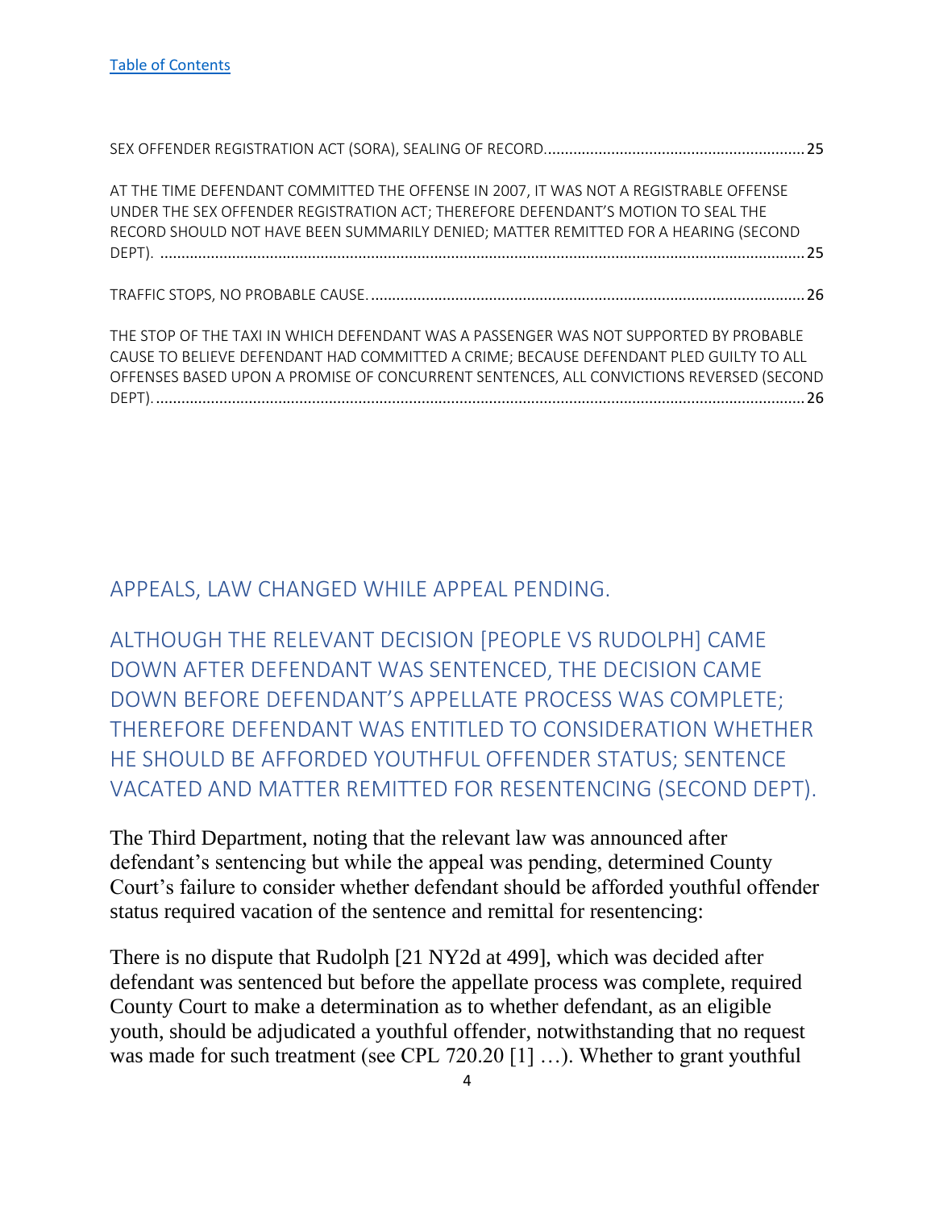[Table of Contents](#)

SEX OFFENDER REGISTRATION ACT (SORA), SEALING OF RECORD. .......... 25

AT THE TIME DEFENDANT COMMITTED THE OFFENSE IN 2007, IT WAS NOT A REGISTRABLE OFFENSE UNDER THE SEX OFFENDER REGISTRATION ACT; THEREFORE DEFENDANT'S MOTION TO SEAL THE RECORD SHOULD NOT HAVE BEEN SUMMARILY DENIED; MATTER REMITTED FOR A HEARING (SECOND DEPT). .......... 25

TRAFFIC STOPS, NO PROBABLE CAUSE. .......... 26

THE STOP OF THE TAXI IN WHICH DEFENDANT WAS A PASSENGER WAS NOT SUPPORTED BY PROBABLE CAUSE TO BELIEVE DEFENDANT HAD COMMITTED A CRIME; BECAUSE DEFENDANT PLED GUILTY TO ALL OFFENSES BASED UPON A PROMISE OF CONCURRENT SENTENCES, ALL CONVICTIONS REVERSED (SECOND DEPT). .......... 26

## APPEALS, LAW CHANGED WHILE APPEAL PENDING.

## ALTHOUGH THE RELEVANT DECISION [PEOPLE VS RUDOLPH] CAME DOWN AFTER DEFENDANT WAS SENTENCED, THE DECISION CAME DOWN BEFORE DEFENDANT'S APPELLATE PROCESS WAS COMPLETE; THEREFORE DEFENDANT WAS ENTITLED TO CONSIDERATION WHETHER HE SHOULD BE AFFORDED YOUTHFUL OFFENDER STATUS; SENTENCE VACATED AND MATTER REMITTED FOR RESENTENCING (SECOND DEPT).

The Third Department, noting that the relevant law was announced after defendant's sentencing but while the appeal was pending, determined County Court's failure to consider whether defendant should be afforded youthful offender status required vacation of the sentence and remittal for resentencing:

There is no dispute that Rudolph [21 NY2d at 499], which was decided after defendant was sentenced but before the appellate process was complete, required County Court to make a determination as to whether defendant, as an eligible youth, should be adjudicated a youthful offender, notwithstanding that no request was made for such treatment (see CPL 720.20 [1] …). Whether to grant youthful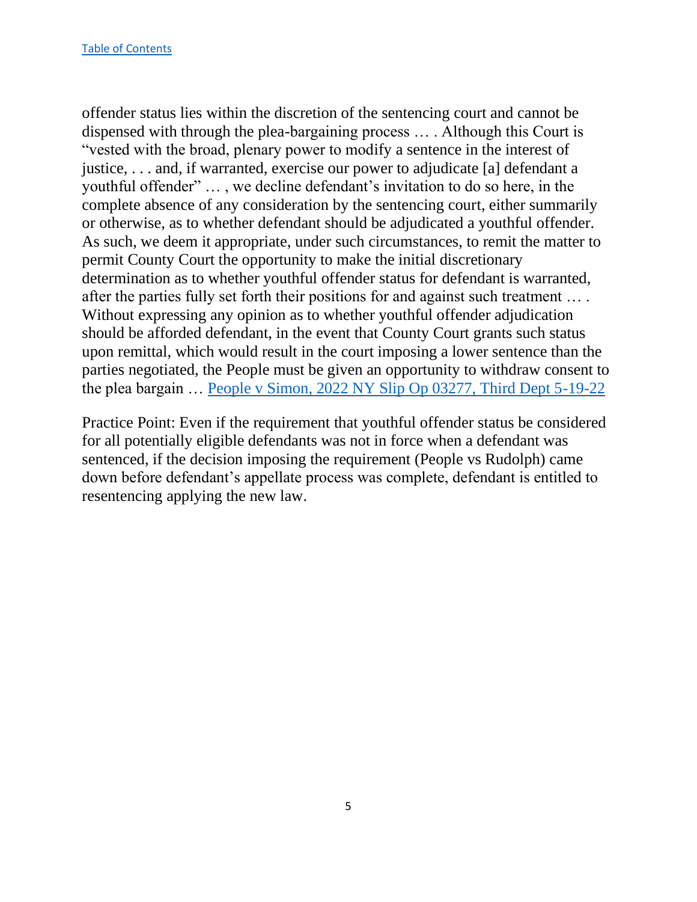[Table of Contents](#)

offender status lies within the discretion of the sentencing court and cannot be dispensed with through the plea-bargaining process … . Although this Court is "vested with the broad, plenary power to modify a sentence in the interest of justice, . . . and, if warranted, exercise our power to adjudicate [a] defendant a youthful offender" … , we decline defendant's invitation to do so here, in the complete absence of any consideration by the sentencing court, either summarily or otherwise, as to whether defendant should be adjudicated a youthful offender. As such, we deem it appropriate, under such circumstances, to remit the matter to permit County Court the opportunity to make the initial discretionary determination as to whether youthful offender status for defendant is warranted, after the parties fully set forth their positions for and against such treatment … . Without expressing any opinion as to whether youthful offender adjudication should be afforded defendant, in the event that County Court grants such status upon remittal, which would result in the court imposing a lower sentence than the parties negotiated, the People must be given an opportunity to withdraw consent to the plea bargain … [People v Simon, 2022 NY Slip Op 03277, Third Dept 5-19-22](#)

Practice Point: Even if the requirement that youthful offender status be considered for all potentially eligible defendants was not in force when a defendant was sentenced, if the decision imposing the requirement (People vs Rudolph) came down before defendant's appellate process was complete, defendant is entitled to resentencing applying the new law.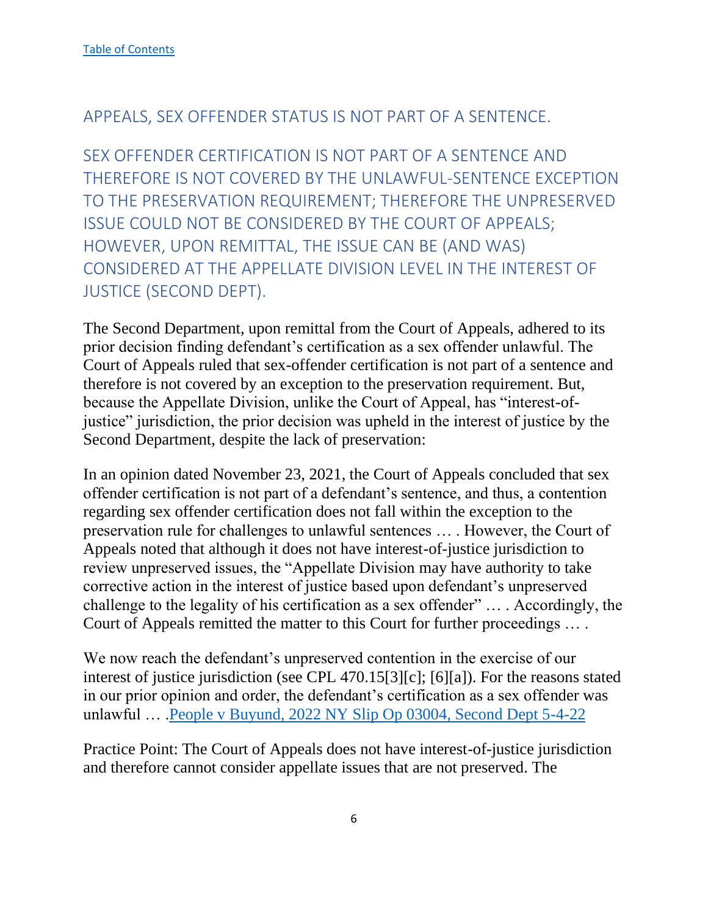[Table of Contents](#)

## APPEALS, SEX OFFENDER STATUS IS NOT PART OF A SENTENCE.

## SEX OFFENDER CERTIFICATION IS NOT PART OF A SENTENCE AND THEREFORE IS NOT COVERED BY THE UNLAWFUL-SENTENCE EXCEPTION TO THE PRESERVATION REQUIREMENT; THEREFORE THE UNPRESERVED ISSUE COULD NOT BE CONSIDERED BY THE COURT OF APPEALS; HOWEVER, UPON REMITTAL, THE ISSUE CAN BE (AND WAS) CONSIDERED AT THE APPELLATE DIVISION LEVEL IN THE INTEREST OF JUSTICE (SECOND DEPT).

The Second Department, upon remittal from the Court of Appeals, adhered to its prior decision finding defendant's certification as a sex offender unlawful. The Court of Appeals ruled that sex-offender certification is not part of a sentence and therefore is not covered by an exception to the preservation requirement. But, because the Appellate Division, unlike the Court of Appeal, has "interest-of-justice" jurisdiction, the prior decision was upheld in the interest of justice by the Second Department, despite the lack of preservation:

In an opinion dated November 23, 2021, the Court of Appeals concluded that sex offender certification is not part of a defendant's sentence, and thus, a contention regarding sex offender certification does not fall within the exception to the preservation rule for challenges to unlawful sentences … . However, the Court of Appeals noted that although it does not have interest-of-justice jurisdiction to review unpreserved issues, the "Appellate Division may have authority to take corrective action in the interest of justice based upon defendant's unpreserved challenge to the legality of his certification as a sex offender" … . Accordingly, the Court of Appeals remitted the matter to this Court for further proceedings … .

We now reach the defendant's unpreserved contention in the exercise of our interest of justice jurisdiction (see CPL 470.15[3][c]; [6][a]). For the reasons stated in our prior opinion and order, the defendant's certification as a sex offender was unlawful … .[People v Buyund, 2022 NY Slip Op 03004, Second Dept 5-4-22](#)

Practice Point: The Court of Appeals does not have interest-of-justice jurisdiction and therefore cannot consider appellate issues that are not preserved. The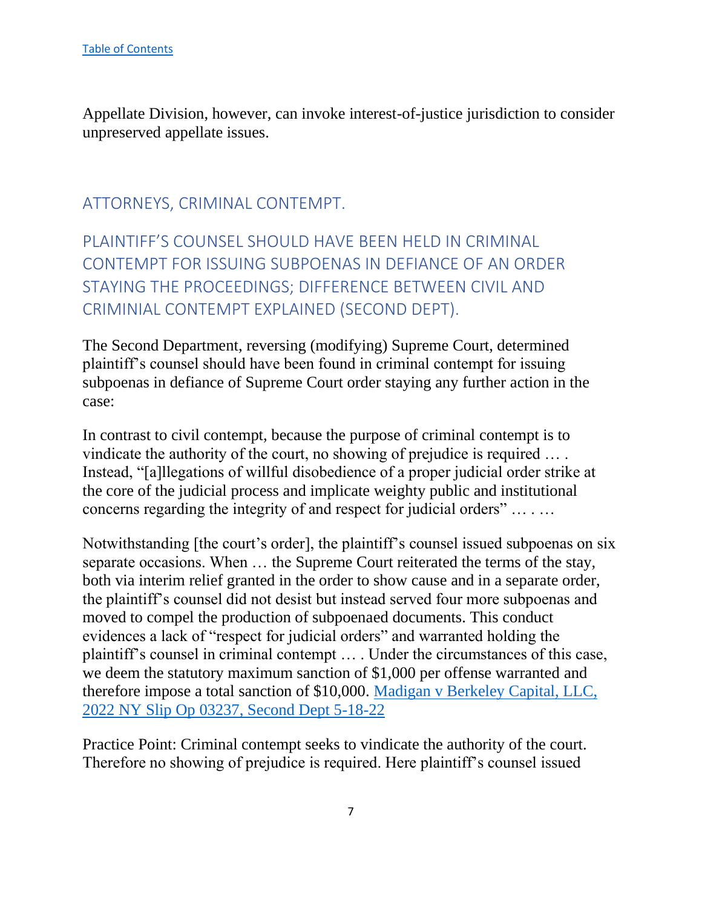Appellate Division, however, can invoke interest-of-justice jurisdiction to consider unpreserved appellate issues.

## ATTORNEYS, CRIMINAL CONTEMPT.

## PLAINTIFF'S COUNSEL SHOULD HAVE BEEN HELD IN CRIMINAL CONTEMPT FOR ISSUING SUBPOENAS IN DEFIANCE OF AN ORDER STAYING THE PROCEEDINGS; DIFFERENCE BETWEEN CIVIL AND CRIMINIAL CONTEMPT EXPLAINED (SECOND DEPT).

The Second Department, reversing (modifying) Supreme Court, determined plaintiff's counsel should have been found in criminal contempt for issuing subpoenas in defiance of Supreme Court order staying any further action in the case:

In contrast to civil contempt, because the purpose of criminal contempt is to vindicate the authority of the court, no showing of prejudice is required … . Instead, "[a]llegations of willful disobedience of a proper judicial order strike at the core of the judicial process and implicate weighty public and institutional concerns regarding the integrity of and respect for judicial orders" … . …

Notwithstanding [the court's order], the plaintiff's counsel issued subpoenas on six separate occasions. When … the Supreme Court reiterated the terms of the stay, both via interim relief granted in the order to show cause and in a separate order, the plaintiff's counsel did not desist but instead served four more subpoenas and moved to compel the production of subpoenaed documents. This conduct evidences a lack of "respect for judicial orders" and warranted holding the plaintiff's counsel in criminal contempt … . Under the circumstances of this case, we deem the statutory maximum sanction of $1,000 per offense warranted and therefore impose a total sanction of $10,000. Madigan v Berkeley Capital, LLC, 2022 NY Slip Op 03237, Second Dept 5-18-22

Practice Point: Criminal contempt seeks to vindicate the authority of the court. Therefore no showing of prejudice is required. Here plaintiff's counsel issued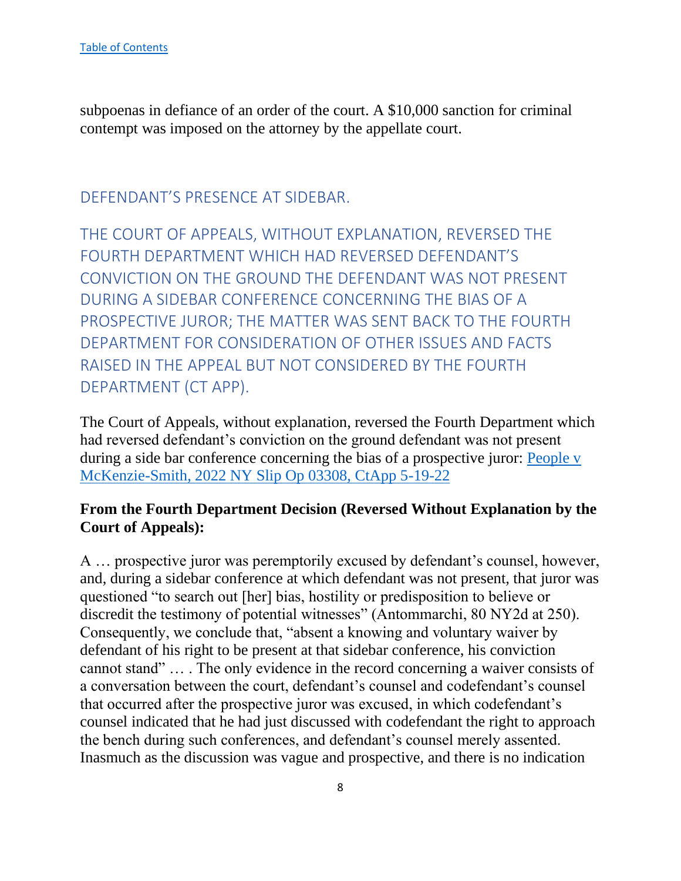subpoenas in defiance of an order of the court. A $10,000 sanction for criminal contempt was imposed on the attorney by the appellate court.

## DEFENDANT'S PRESENCE AT SIDEBAR.

## THE COURT OF APPEALS, WITHOUT EXPLANATION, REVERSED THE FOURTH DEPARTMENT WHICH HAD REVERSED DEFENDANT'S CONVICTION ON THE GROUND THE DEFENDANT WAS NOT PRESENT DURING A SIDEBAR CONFERENCE CONCERNING THE BIAS OF A PROSPECTIVE JUROR; THE MATTER WAS SENT BACK TO THE FOURTH DEPARTMENT FOR CONSIDERATION OF OTHER ISSUES AND FACTS RAISED IN THE APPEAL BUT NOT CONSIDERED BY THE FOURTH DEPARTMENT (CT APP).

The Court of Appeals, without explanation, reversed the Fourth Department which had reversed defendant's conviction on the ground defendant was not present during a side bar conference concerning the bias of a prospective juror: People v McKenzie-Smith, 2022 NY Slip Op 03308, CtApp 5-19-22

**From the Fourth Department Decision (Reversed Without Explanation by the Court of Appeals):**

A … prospective juror was peremptorily excused by defendant's counsel, however, and, during a sidebar conference at which defendant was not present, that juror was questioned "to search out [her] bias, hostility or predisposition to believe or discredit the testimony of potential witnesses" (Antommarchi, 80 NY2d at 250). Consequently, we conclude that, "absent a knowing and voluntary waiver by defendant of his right to be present at that sidebar conference, his conviction cannot stand" … . The only evidence in the record concerning a waiver consists of a conversation between the court, defendant's counsel and codefendant's counsel that occurred after the prospective juror was excused, in which codefendant's counsel indicated that he had just discussed with codefendant the right to approach the bench during such conferences, and defendant's counsel merely assented. Inasmuch as the discussion was vague and prospective, and there is no indication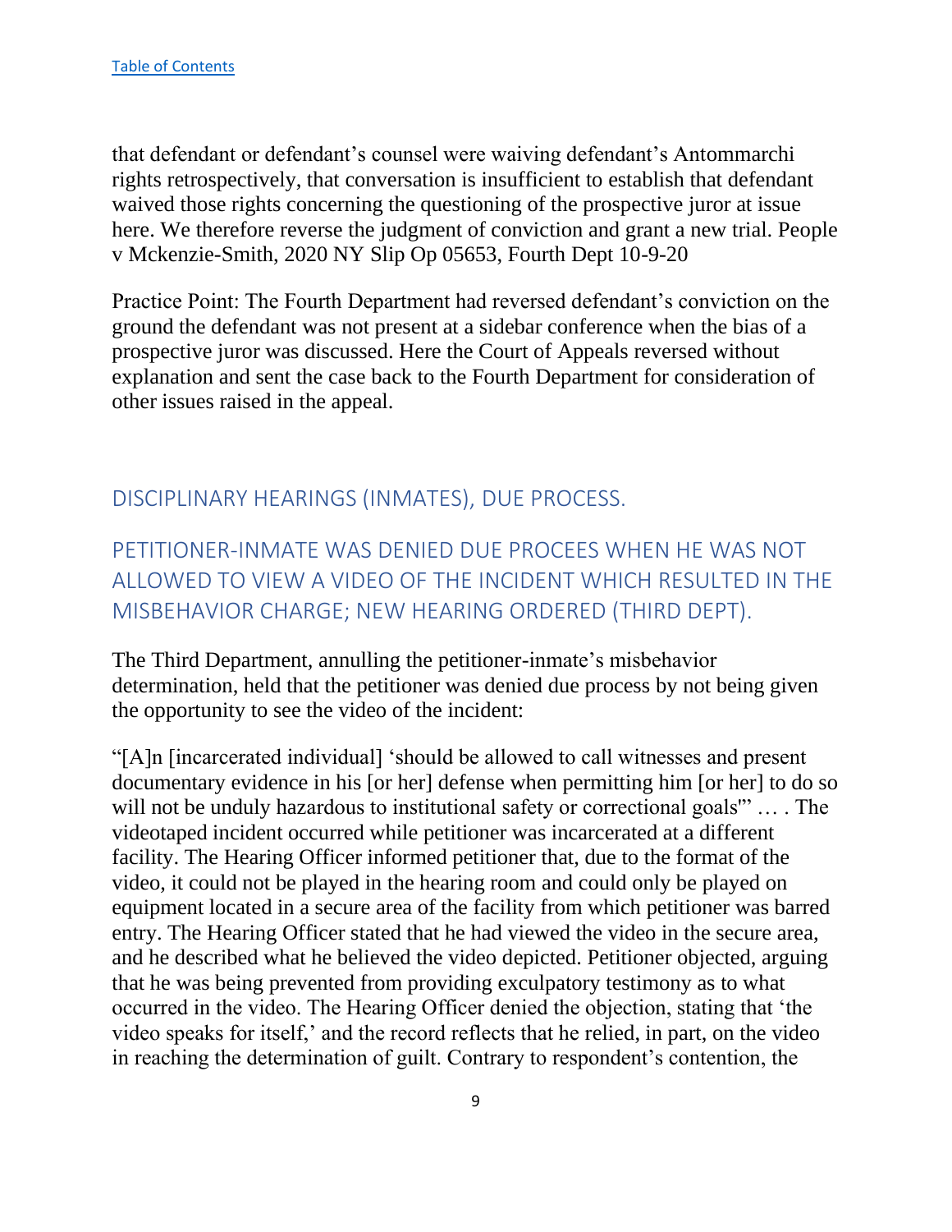[Table of Contents](#)

that defendant or defendant's counsel were waiving defendant's Antommarchi rights retrospectively, that conversation is insufficient to establish that defendant waived those rights concerning the questioning of the prospective juror at issue here. We therefore reverse the judgment of conviction and grant a new trial. People v Mckenzie-Smith, 2020 NY Slip Op 05653, Fourth Dept 10-9-20

Practice Point: The Fourth Department had reversed defendant's conviction on the ground the defendant was not present at a sidebar conference when the bias of a prospective juror was discussed. Here the Court of Appeals reversed without explanation and sent the case back to the Fourth Department for consideration of other issues raised in the appeal.

## DISCIPLINARY HEARINGS (INMATES), DUE PROCESS.

## PETITIONER-INMATE WAS DENIED DUE PROCEES WHEN HE WAS NOT ALLOWED TO VIEW A VIDEO OF THE INCIDENT WHICH RESULTED IN THE MISBEHAVIOR CHARGE; NEW HEARING ORDERED (THIRD DEPT).

The Third Department, annulling the petitioner-inmate's misbehavior determination, held that the petitioner was denied due process by not being given the opportunity to see the video of the incident:

"[A]n [incarcerated individual] 'should be allowed to call witnesses and present documentary evidence in his [or her] defense when permitting him [or her] to do so will not be unduly hazardous to institutional safety or correctional goals'" … . The videotaped incident occurred while petitioner was incarcerated at a different facility. The Hearing Officer informed petitioner that, due to the format of the video, it could not be played in the hearing room and could only be played on equipment located in a secure area of the facility from which petitioner was barred entry. The Hearing Officer stated that he had viewed the video in the secure area, and he described what he believed the video depicted. Petitioner objected, arguing that he was being prevented from providing exculpatory testimony as to what occurred in the video. The Hearing Officer denied the objection, stating that 'the video speaks for itself,' and the record reflects that he relied, in part, on the video in reaching the determination of guilt. Contrary to respondent's contention, the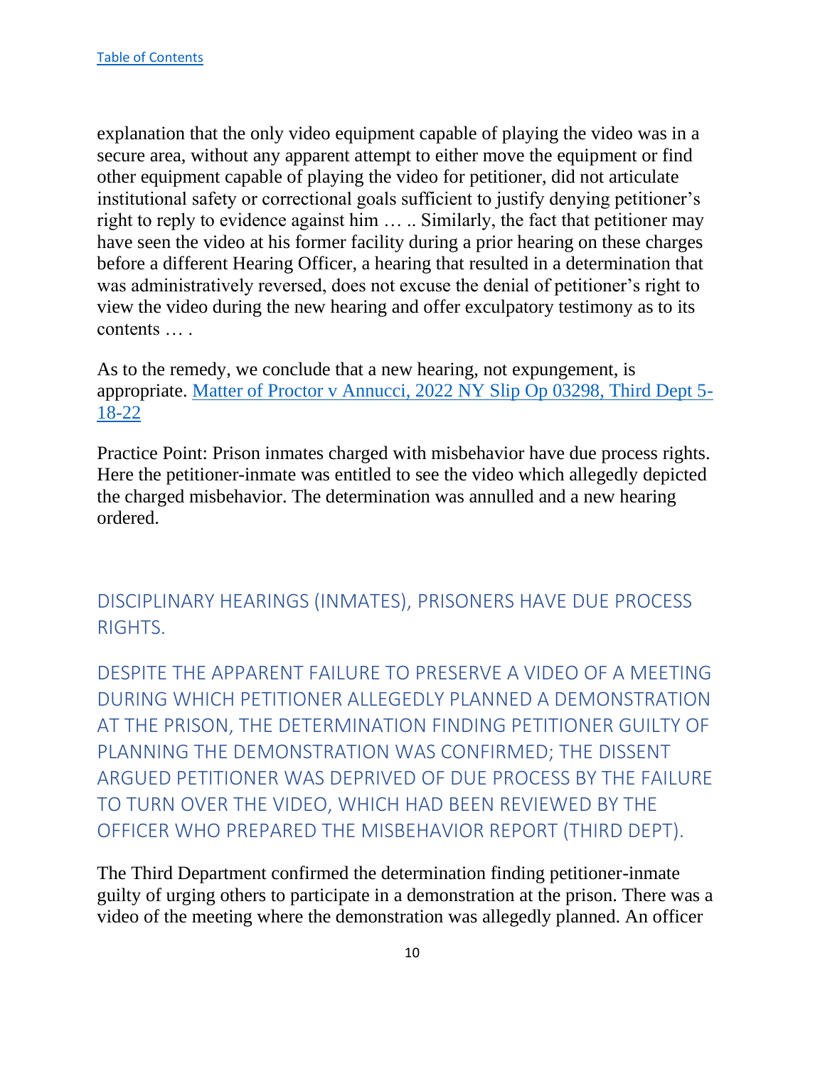explanation that the only video equipment capable of playing the video was in a secure area, without any apparent attempt to either move the equipment or find other equipment capable of playing the video for petitioner, did not articulate institutional safety or correctional goals sufficient to justify denying petitioner's right to reply to evidence against him … .. Similarly, the fact that petitioner may have seen the video at his former facility during a prior hearing on these charges before a different Hearing Officer, a hearing that resulted in a determination that was administratively reversed, does not excuse the denial of petitioner's right to view the video during the new hearing and offer exculpatory testimony as to its contents … .

As to the remedy, we conclude that a new hearing, not expungement, is appropriate. [Matter of Proctor v Annucci, 2022 NY Slip Op 03298, Third Dept 5-18-22]()

Practice Point: Prison inmates charged with misbehavior have due process rights. Here the petitioner-inmate was entitled to see the video which allegedly depicted the charged misbehavior. The determination was annulled and a new hearing ordered.

## DISCIPLINARY HEARINGS (INMATES), PRISONERS HAVE DUE PROCESS RIGHTS.

## DESPITE THE APPARENT FAILURE TO PRESERVE A VIDEO OF A MEETING DURING WHICH PETITIONER ALLEGEDLY PLANNED A DEMONSTRATION AT THE PRISON, THE DETERMINATION FINDING PETITIONER GUILTY OF PLANNING THE DEMONSTRATION WAS CONFIRMED; THE DISSENT ARGUED PETITIONER WAS DEPRIVED OF DUE PROCESS BY THE FAILURE TO TURN OVER THE VIDEO, WHICH HAD BEEN REVIEWED BY THE OFFICER WHO PREPARED THE MISBEHAVIOR REPORT (THIRD DEPT).

The Third Department confirmed the determination finding petitioner-inmate guilty of urging others to participate in a demonstration at the prison. There was a video of the meeting where the demonstration was allegedly planned. An officer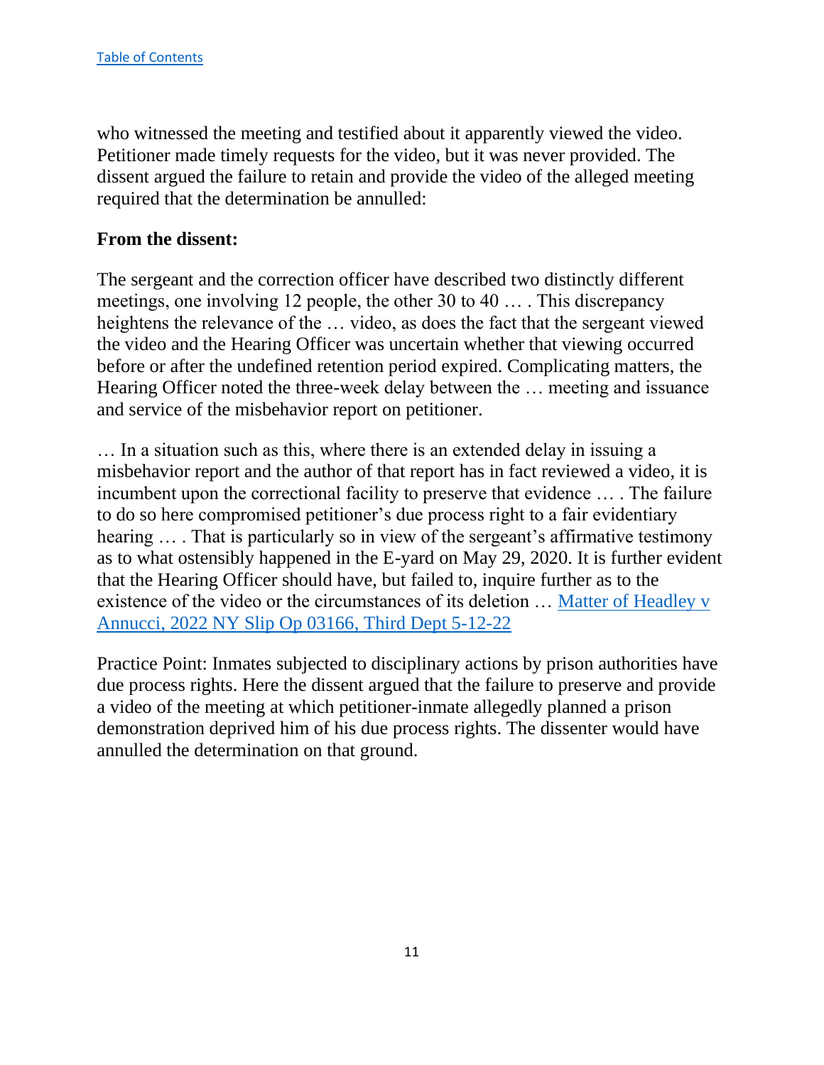who witnessed the meeting and testified about it apparently viewed the video. Petitioner made timely requests for the video, but it was never provided. The dissent argued the failure to retain and provide the video of the alleged meeting required that the determination be annulled:

**From the dissent:**

The sergeant and the correction officer have described two distinctly different meetings, one involving 12 people, the other 30 to 40 … . This discrepancy heightens the relevance of the … video, as does the fact that the sergeant viewed the video and the Hearing Officer was uncertain whether that viewing occurred before or after the undefined retention period expired. Complicating matters, the Hearing Officer noted the three-week delay between the … meeting and issuance and service of the misbehavior report on petitioner.

… In a situation such as this, where there is an extended delay in issuing a misbehavior report and the author of that report has in fact reviewed a video, it is incumbent upon the correctional facility to preserve that evidence … . The failure to do so here compromised petitioner's due process right to a fair evidentiary hearing … . That is particularly so in view of the sergeant's affirmative testimony as to what ostensibly happened in the E-yard on May 29, 2020. It is further evident that the Hearing Officer should have, but failed to, inquire further as to the existence of the video or the circumstances of its deletion … Matter of Headley v Annucci, 2022 NY Slip Op 03166, Third Dept 5-12-22

Practice Point: Inmates subjected to disciplinary actions by prison authorities have due process rights. Here the dissent argued that the failure to preserve and provide a video of the meeting at which petitioner-inmate allegedly planned a prison demonstration deprived him of his due process rights. The dissenter would have annulled the determination on that ground.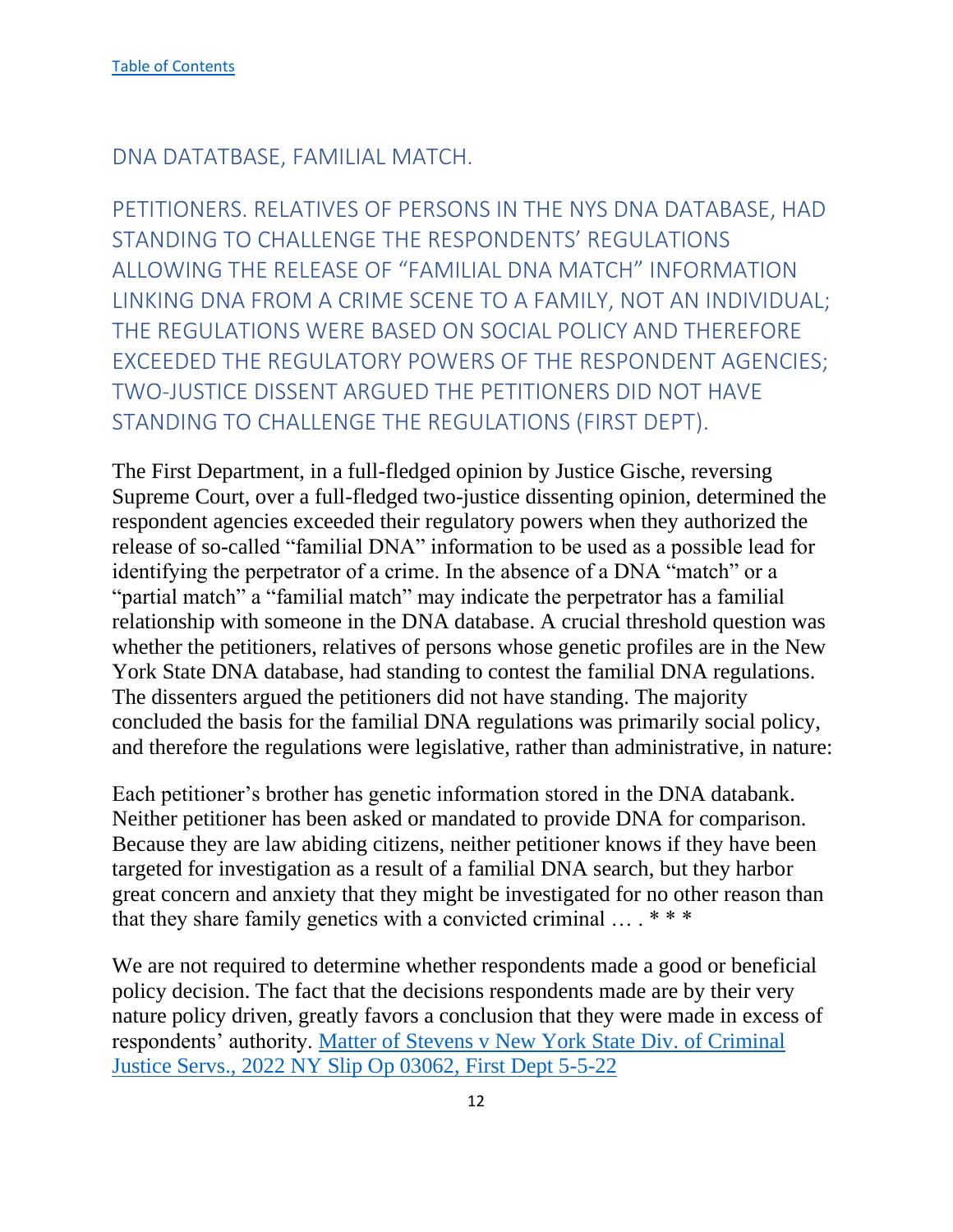[Table of Contents](#)

## DNA DATATBASE, FAMILIAL MATCH.

### PETITIONERS. RELATIVES OF PERSONS IN THE NYS DNA DATABASE, HAD STANDING TO CHALLENGE THE RESPONDENTS' REGULATIONS ALLOWING THE RELEASE OF "FAMILIAL DNA MATCH" INFORMATION LINKING DNA FROM A CRIME SCENE TO A FAMILY, NOT AN INDIVIDUAL; THE REGULATIONS WERE BASED ON SOCIAL POLICY AND THEREFORE EXCEEDED THE REGULATORY POWERS OF THE RESPONDENT AGENCIES; TWO-JUSTICE DISSENT ARGUED THE PETITIONERS DID NOT HAVE STANDING TO CHALLENGE THE REGULATIONS (FIRST DEPT).

The First Department, in a full-fledged opinion by Justice Gische, reversing Supreme Court, over a full-fledged two-justice dissenting opinion, determined the respondent agencies exceeded their regulatory powers when they authorized the release of so-called "familial DNA" information to be used as a possible lead for identifying the perpetrator of a crime. In the absence of a DNA "match" or a "partial match" a "familial match" may indicate the perpetrator has a familial relationship with someone in the DNA database. A crucial threshold question was whether the petitioners, relatives of persons whose genetic profiles are in the New York State DNA database, had standing to contest the familial DNA regulations. The dissenters argued the petitioners did not have standing. The majority concluded the basis for the familial DNA regulations was primarily social policy, and therefore the regulations were legislative, rather than administrative, in nature:

Each petitioner's brother has genetic information stored in the DNA databank. Neither petitioner has been asked or mandated to provide DNA for comparison. Because they are law abiding citizens, neither petitioner knows if they have been targeted for investigation as a result of a familial DNA search, but they harbor great concern and anxiety that they might be investigated for no other reason than that they share family genetics with a convicted criminal … . * * *

We are not required to determine whether respondents made a good or beneficial policy decision. The fact that the decisions respondents made are by their very nature policy driven, greatly favors a conclusion that they were made in excess of respondents' authority. [Matter of Stevens v New York State Div. of Criminal Justice Servs., 2022 NY Slip Op 03062, First Dept 5-5-22](#)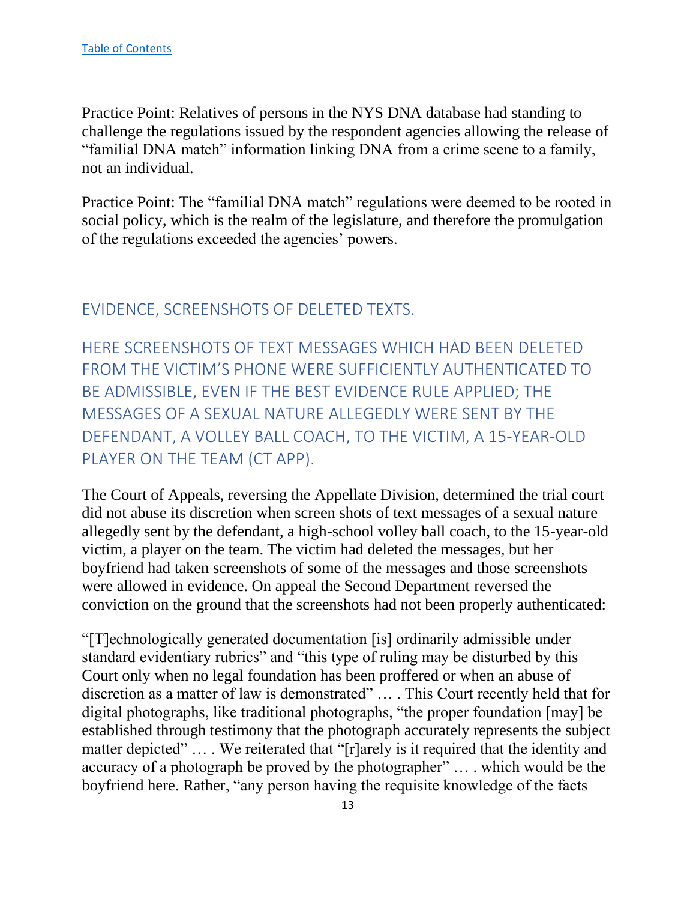Practice Point: Relatives of persons in the NYS DNA database had standing to challenge the regulations issued by the respondent agencies allowing the release of "familial DNA match" information linking DNA from a crime scene to a family, not an individual.

Practice Point: The "familial DNA match" regulations were deemed to be rooted in social policy, which is the realm of the legislature, and therefore the promulgation of the regulations exceeded the agencies' powers.

## EVIDENCE, SCREENSHOTS OF DELETED TEXTS.

### HERE SCREENSHOTS OF TEXT MESSAGES WHICH HAD BEEN DELETED FROM THE VICTIM'S PHONE WERE SUFFICIENTLY AUTHENTICATED TO BE ADMISSIBLE, EVEN IF THE BEST EVIDENCE RULE APPLIED; THE MESSAGES OF A SEXUAL NATURE ALLEGEDLY WERE SENT BY THE DEFENDANT, A VOLLEY BALL COACH, TO THE VICTIM, A 15-YEAR-OLD PLAYER ON THE TEAM (CT APP).

The Court of Appeals, reversing the Appellate Division, determined the trial court did not abuse its discretion when screen shots of text messages of a sexual nature allegedly sent by the defendant, a high-school volley ball coach, to the 15-year-old victim, a player on the team. The victim had deleted the messages, but her boyfriend had taken screenshots of some of the messages and those screenshots were allowed in evidence. On appeal the Second Department reversed the conviction on the ground that the screenshots had not been properly authenticated:

"[T]echnologically generated documentation [is] ordinarily admissible under standard evidentiary rubrics" and "this type of ruling may be disturbed by this Court only when no legal foundation has been proffered or when an abuse of discretion as a matter of law is demonstrated" … . This Court recently held that for digital photographs, like traditional photographs, "the proper foundation [may] be established through testimony that the photograph accurately represents the subject matter depicted" … . We reiterated that "[r]arely is it required that the identity and accuracy of a photograph be proved by the photographer" … . which would be the boyfriend here. Rather, "any person having the requisite knowledge of the facts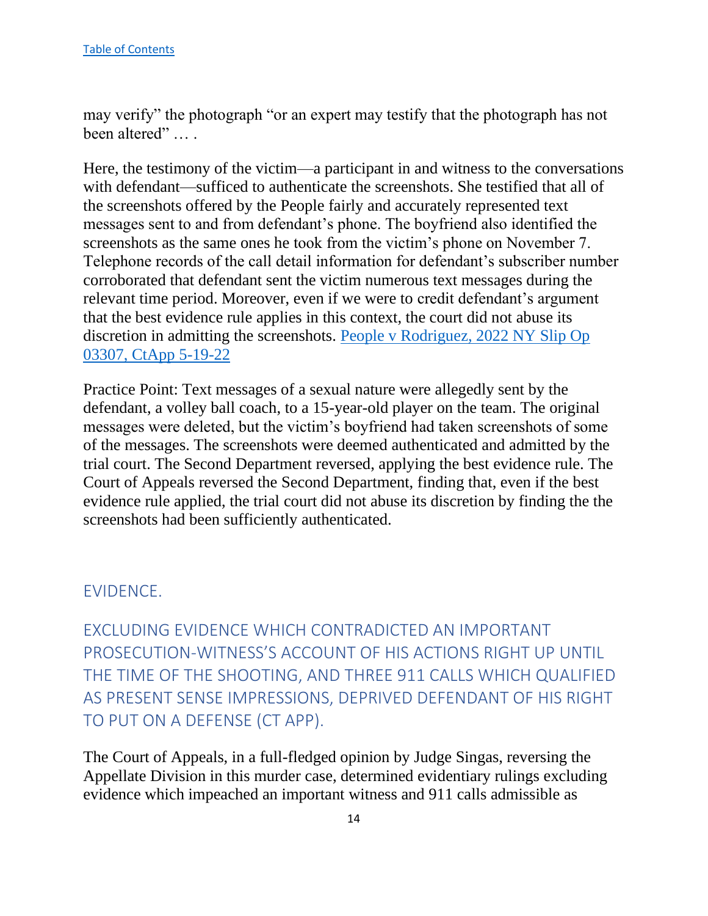may verify" the photograph "or an expert may testify that the photograph has not been altered" … .

Here, the testimony of the victim—a participant in and witness to the conversations with defendant—sufficed to authenticate the screenshots. She testified that all of the screenshots offered by the People fairly and accurately represented text messages sent to and from defendant's phone. The boyfriend also identified the screenshots as the same ones he took from the victim's phone on November 7. Telephone records of the call detail information for defendant's subscriber number corroborated that defendant sent the victim numerous text messages during the relevant time period. Moreover, even if we were to credit defendant's argument that the best evidence rule applies in this context, the court did not abuse its discretion in admitting the screenshots. People v Rodriguez, 2022 NY Slip Op 03307, CtApp 5-19-22

Practice Point: Text messages of a sexual nature were allegedly sent by the defendant, a volley ball coach, to a 15-year-old player on the team. The original messages were deleted, but the victim's boyfriend had taken screenshots of some of the messages. The screenshots were deemed authenticated and admitted by the trial court. The Second Department reversed, applying the best evidence rule. The Court of Appeals reversed the Second Department, finding that, even if the best evidence rule applied, the trial court did not abuse its discretion by finding the the screenshots had been sufficiently authenticated.

## EVIDENCE.

## EXCLUDING EVIDENCE WHICH CONTRADICTED AN IMPORTANT PROSECUTION-WITNESS'S ACCOUNT OF HIS ACTIONS RIGHT UP UNTIL THE TIME OF THE SHOOTING, AND THREE 911 CALLS WHICH QUALIFIED AS PRESENT SENSE IMPRESSIONS, DEPRIVED DEFENDANT OF HIS RIGHT TO PUT ON A DEFENSE (CT APP).

The Court of Appeals, in a full-fledged opinion by Judge Singas, reversing the Appellate Division in this murder case, determined evidentiary rulings excluding evidence which impeached an important witness and 911 calls admissible as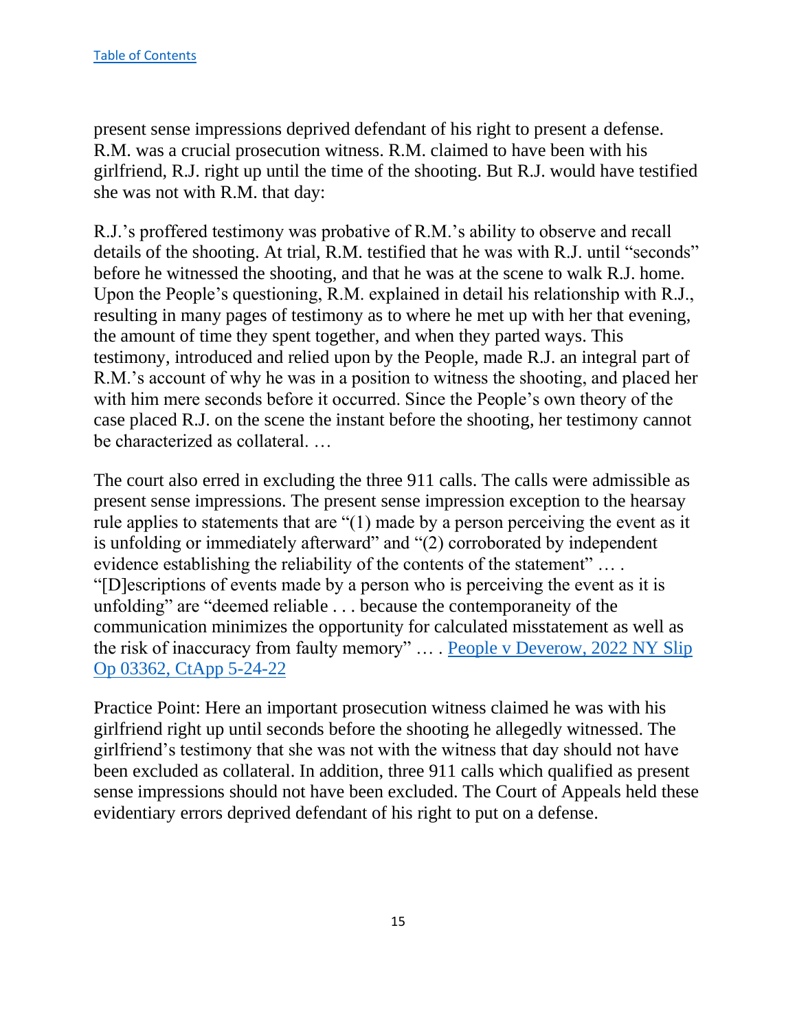present sense impressions deprived defendant of his right to present a defense. R.M. was a crucial prosecution witness. R.M. claimed to have been with his girlfriend, R.J. right up until the time of the shooting. But R.J. would have testified she was not with R.M. that day:

R.J.'s proffered testimony was probative of R.M.'s ability to observe and recall details of the shooting. At trial, R.M. testified that he was with R.J. until "seconds" before he witnessed the shooting, and that he was at the scene to walk R.J. home. Upon the People's questioning, R.M. explained in detail his relationship with R.J., resulting in many pages of testimony as to where he met up with her that evening, the amount of time they spent together, and when they parted ways. This testimony, introduced and relied upon by the People, made R.J. an integral part of R.M.'s account of why he was in a position to witness the shooting, and placed her with him mere seconds before it occurred. Since the People's own theory of the case placed R.J. on the scene the instant before the shooting, her testimony cannot be characterized as collateral. …

The court also erred in excluding the three 911 calls. The calls were admissible as present sense impressions. The present sense impression exception to the hearsay rule applies to statements that are "(1) made by a person perceiving the event as it is unfolding or immediately afterward" and "(2) corroborated by independent evidence establishing the reliability of the contents of the statement" … . "[D]escriptions of events made by a person who is perceiving the event as it is unfolding" are "deemed reliable . . . because the contemporaneity of the communication minimizes the opportunity for calculated misstatement as well as the risk of inaccuracy from faulty memory" … . People v Deverow, 2022 NY Slip Op 03362, CtApp 5-24-22

Practice Point: Here an important prosecution witness claimed he was with his girlfriend right up until seconds before the shooting he allegedly witnessed. The girlfriend's testimony that she was not with the witness that day should not have been excluded as collateral. In addition, three 911 calls which qualified as present sense impressions should not have been excluded. The Court of Appeals held these evidentiary errors deprived defendant of his right to put on a defense.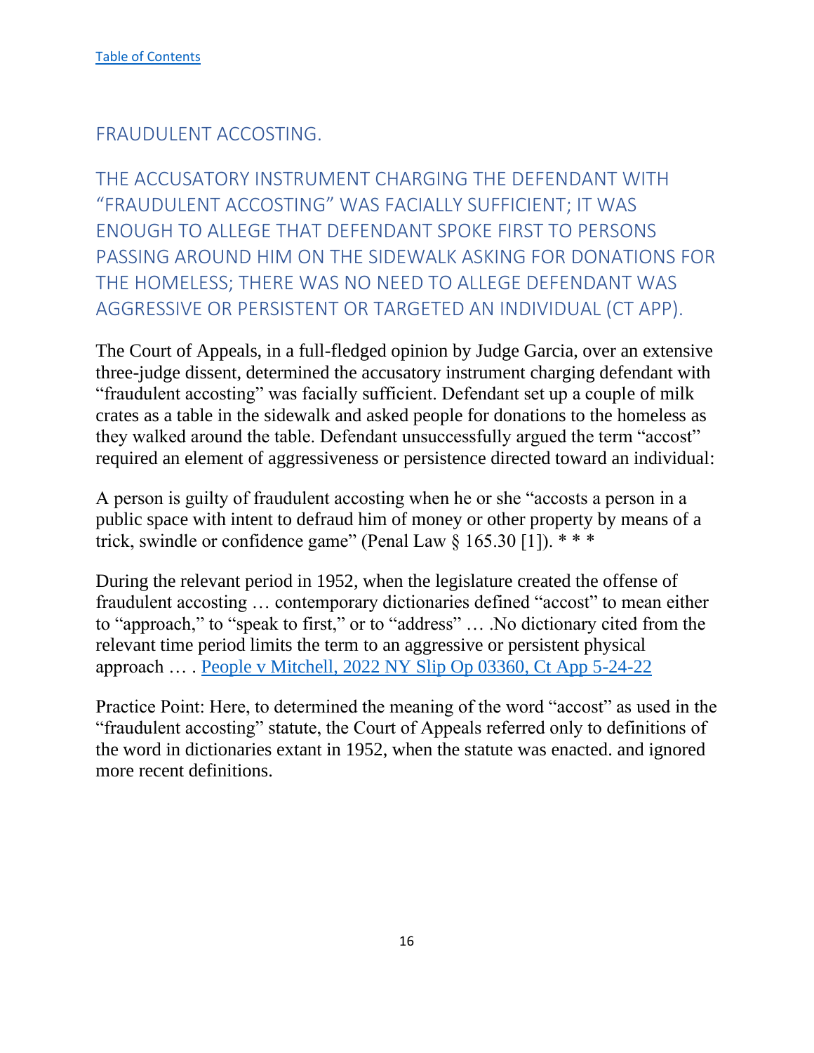[Table of Contents]

## FRAUDULENT ACCOSTING.

### THE ACCUSATORY INSTRUMENT CHARGING THE DEFENDANT WITH "FRAUDULENT ACCOSTING" WAS FACIALLY SUFFICIENT; IT WAS ENOUGH TO ALLEGE THAT DEFENDANT SPOKE FIRST TO PERSONS PASSING AROUND HIM ON THE SIDEWALK ASKING FOR DONATIONS FOR THE HOMELESS; THERE WAS NO NEED TO ALLEGE DEFENDANT WAS AGGRESSIVE OR PERSISTENT OR TARGETED AN INDIVIDUAL (CT APP).

The Court of Appeals, in a full-fledged opinion by Judge Garcia, over an extensive three-judge dissent, determined the accusatory instrument charging defendant with "fraudulent accosting" was facially sufficient. Defendant set up a couple of milk crates as a table in the sidewalk and asked people for donations to the homeless as they walked around the table. Defendant unsuccessfully argued the term "accost" required an element of aggressiveness or persistence directed toward an individual:

A person is guilty of fraudulent accosting when he or she "accosts a person in a public space with intent to defraud him of money or other property by means of a trick, swindle or confidence game" (Penal Law § 165.30 [1]). * * *

During the relevant period in 1952, when the legislature created the offense of fraudulent accosting … contemporary dictionaries defined "accost" to mean either to "approach," to "speak to first," or to "address" … .No dictionary cited from the relevant time period limits the term to an aggressive or persistent physical approach … . [People v Mitchell, 2022 NY Slip Op 03360, Ct App 5-24-22]

Practice Point: Here, to determined the meaning of the word "accost" as used in the "fraudulent accosting" statute, the Court of Appeals referred only to definitions of the word in dictionaries extant in 1952, when the statute was enacted. and ignored more recent definitions.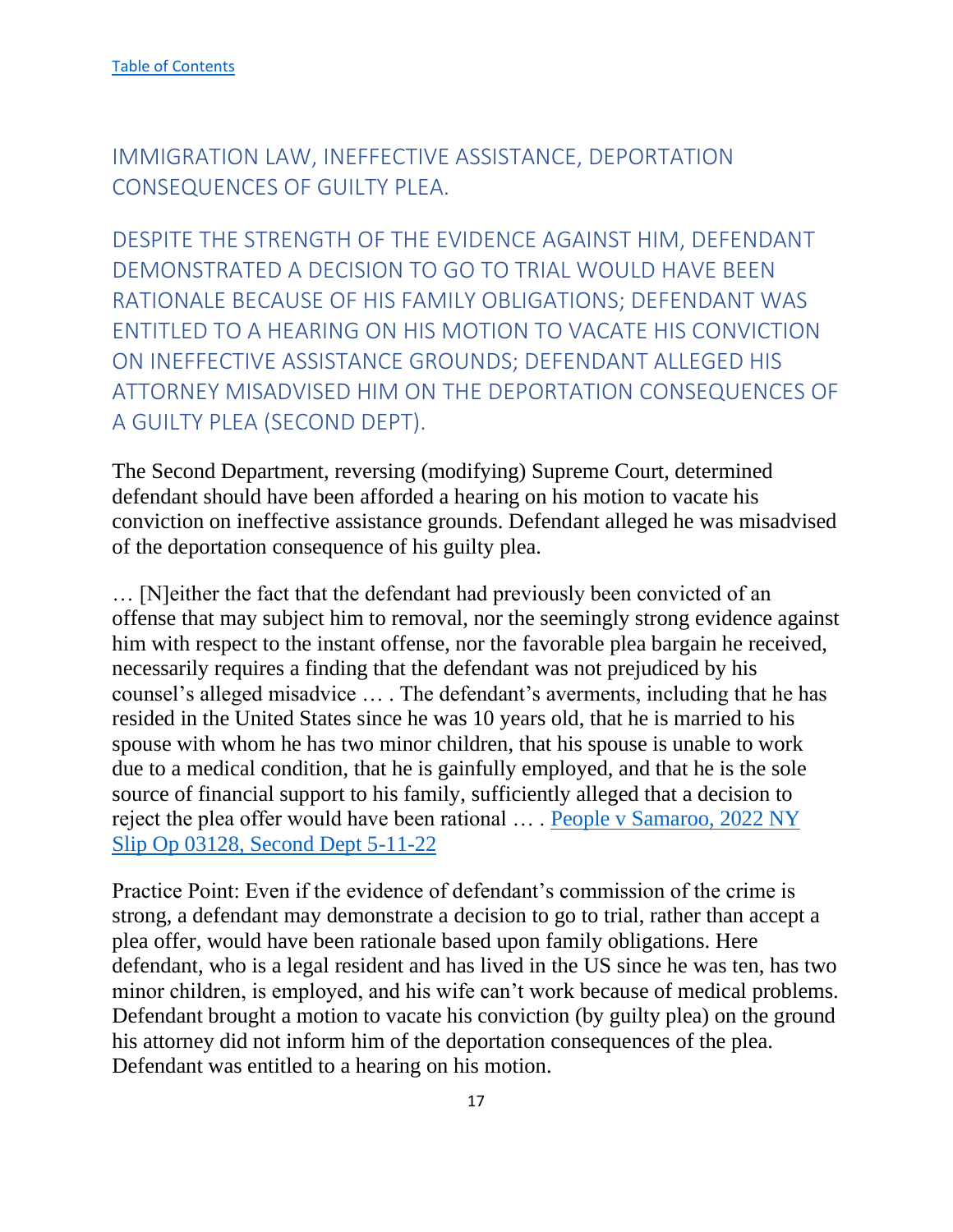[Table of Contents](#)

## IMMIGRATION LAW, INEFFECTIVE ASSISTANCE, DEPORTATION CONSEQUENCES OF GUILTY PLEA.

## DESPITE THE STRENGTH OF THE EVIDENCE AGAINST HIM, DEFENDANT DEMONSTRATED A DECISION TO GO TO TRIAL WOULD HAVE BEEN RATIONALE BECAUSE OF HIS FAMILY OBLIGATIONS; DEFENDANT WAS ENTITLED TO A HEARING ON HIS MOTION TO VACATE HIS CONVICTION ON INEFFECTIVE ASSISTANCE GROUNDS; DEFENDANT ALLEGED HIS ATTORNEY MISADVISED HIM ON THE DEPORTATION CONSEQUENCES OF A GUILTY PLEA (SECOND DEPT).

The Second Department, reversing (modifying) Supreme Court, determined defendant should have been afforded a hearing on his motion to vacate his conviction on ineffective assistance grounds. Defendant alleged he was misadvised of the deportation consequence of his guilty plea.

… [N]either the fact that the defendant had previously been convicted of an offense that may subject him to removal, nor the seemingly strong evidence against him with respect to the instant offense, nor the favorable plea bargain he received, necessarily requires a finding that the defendant was not prejudiced by his counsel's alleged misadvice … . The defendant's averments, including that he has resided in the United States since he was 10 years old, that he is married to his spouse with whom he has two minor children, that his spouse is unable to work due to a medical condition, that he is gainfully employed, and that he is the sole source of financial support to his family, sufficiently alleged that a decision to reject the plea offer would have been rational … . [People v Samaroo, 2022 NY Slip Op 03128, Second Dept 5-11-22](#)

Practice Point: Even if the evidence of defendant's commission of the crime is strong, a defendant may demonstrate a decision to go to trial, rather than accept a plea offer, would have been rationale based upon family obligations. Here defendant, who is a legal resident and has lived in the US since he was ten, has two minor children, is employed, and his wife can't work because of medical problems. Defendant brought a motion to vacate his conviction (by guilty plea) on the ground his attorney did not inform him of the deportation consequences of the plea. Defendant was entitled to a hearing on his motion.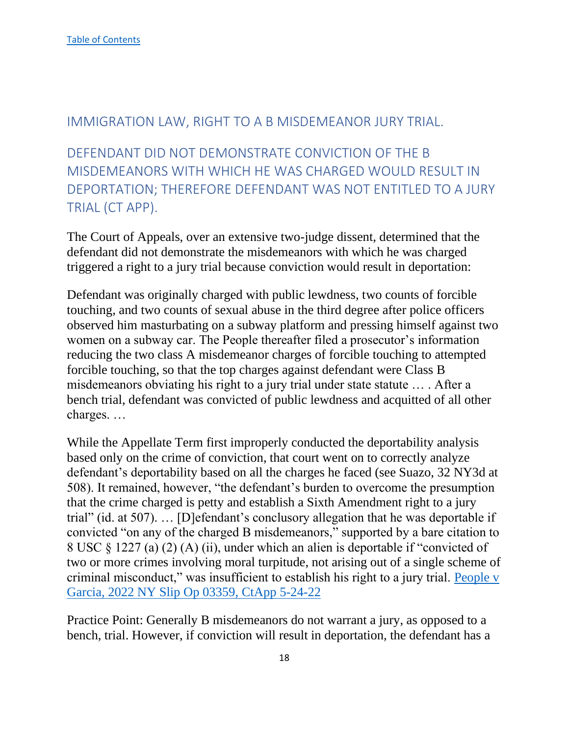[Table of Contents]

## IMMIGRATION LAW, RIGHT TO A B MISDEMEANOR JURY TRIAL.

## DEFENDANT DID NOT DEMONSTRATE CONVICTION OF THE B MISDEMEANORS WITH WHICH HE WAS CHARGED WOULD RESULT IN DEPORTATION; THEREFORE DEFENDANT WAS NOT ENTITLED TO A JURY TRIAL (CT APP).

The Court of Appeals, over an extensive two-judge dissent, determined that the defendant did not demonstrate the misdemeanors with which he was charged triggered a right to a jury trial because conviction would result in deportation:

Defendant was originally charged with public lewdness, two counts of forcible touching, and two counts of sexual abuse in the third degree after police officers observed him masturbating on a subway platform and pressing himself against two women on a subway car. The People thereafter filed a prosecutor's information reducing the two class A misdemeanor charges of forcible touching to attempted forcible touching, so that the top charges against defendant were Class B misdemeanors obviating his right to a jury trial under state statute … . After a bench trial, defendant was convicted of public lewdness and acquitted of all other charges. …

While the Appellate Term first improperly conducted the deportability analysis based only on the crime of conviction, that court went on to correctly analyze defendant's deportability based on all the charges he faced (see Suazo, 32 NY3d at 508). It remained, however, "the defendant's burden to overcome the presumption that the crime charged is petty and establish a Sixth Amendment right to a jury trial" (id. at 507). … [D]efendant's conclusory allegation that he was deportable if convicted "on any of the charged B misdemeanors," supported by a bare citation to 8 USC § 1227 (a) (2) (A) (ii), under which an alien is deportable if "convicted of two or more crimes involving moral turpitude, not arising out of a single scheme of criminal misconduct," was insufficient to establish his right to a jury trial. [People v Garcia, 2022 NY Slip Op 03359, CtApp 5-24-22]

Practice Point: Generally B misdemeanors do not warrant a jury, as opposed to a bench, trial. However, if conviction will result in deportation, the defendant has a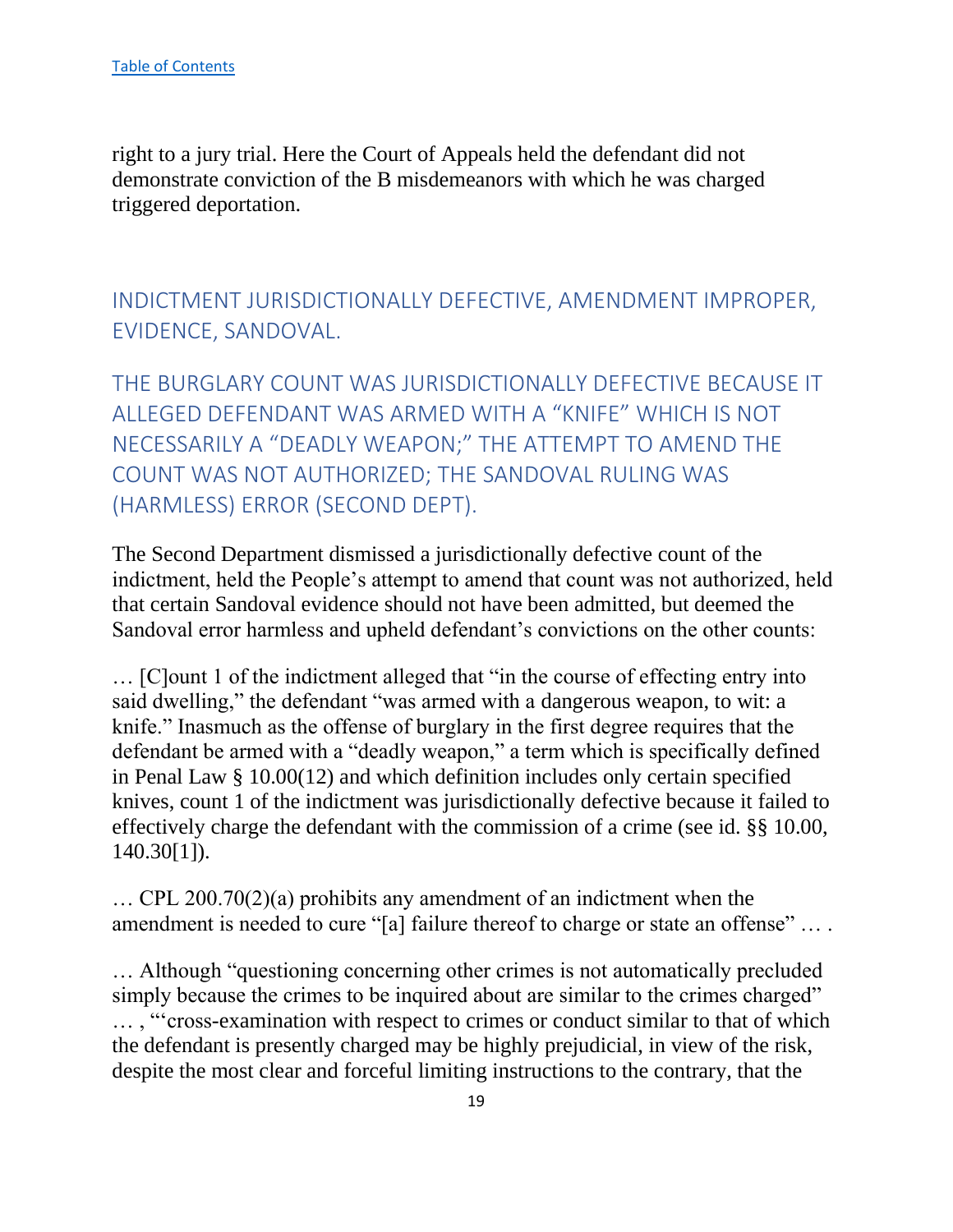right to a jury trial. Here the Court of Appeals held the defendant did not demonstrate conviction of the B misdemeanors with which he was charged triggered deportation.

## INDICTMENT JURISDICTIONALLY DEFECTIVE, AMENDMENT IMPROPER, EVIDENCE, SANDOVAL.

### THE BURGLARY COUNT WAS JURISDICTIONALLY DEFECTIVE BECAUSE IT ALLEGED DEFENDANT WAS ARMED WITH A "KNIFE" WHICH IS NOT NECESSARILY A "DEADLY WEAPON;" THE ATTEMPT TO AMEND THE COUNT WAS NOT AUTHORIZED; THE SANDOVAL RULING WAS (HARMLESS) ERROR (SECOND DEPT).

The Second Department dismissed a jurisdictionally defective count of the indictment, held the People's attempt to amend that count was not authorized, held that certain Sandoval evidence should not have been admitted, but deemed the Sandoval error harmless and upheld defendant's convictions on the other counts:

… [C]ount 1 of the indictment alleged that "in the course of effecting entry into said dwelling," the defendant "was armed with a dangerous weapon, to wit: a knife." Inasmuch as the offense of burglary in the first degree requires that the defendant be armed with a "deadly weapon," a term which is specifically defined in Penal Law § 10.00(12) and which definition includes only certain specified knives, count 1 of the indictment was jurisdictionally defective because it failed to effectively charge the defendant with the commission of a crime (see id. §§ 10.00, 140.30[1]).

… CPL 200.70(2)(a) prohibits any amendment of an indictment when the amendment is needed to cure "[a] failure thereof to charge or state an offense" … .

… Although "questioning concerning other crimes is not automatically precluded simply because the crimes to be inquired about are similar to the crimes charged" … , "'cross-examination with respect to crimes or conduct similar to that of which the defendant is presently charged may be highly prejudicial, in view of the risk, despite the most clear and forceful limiting instructions to the contrary, that the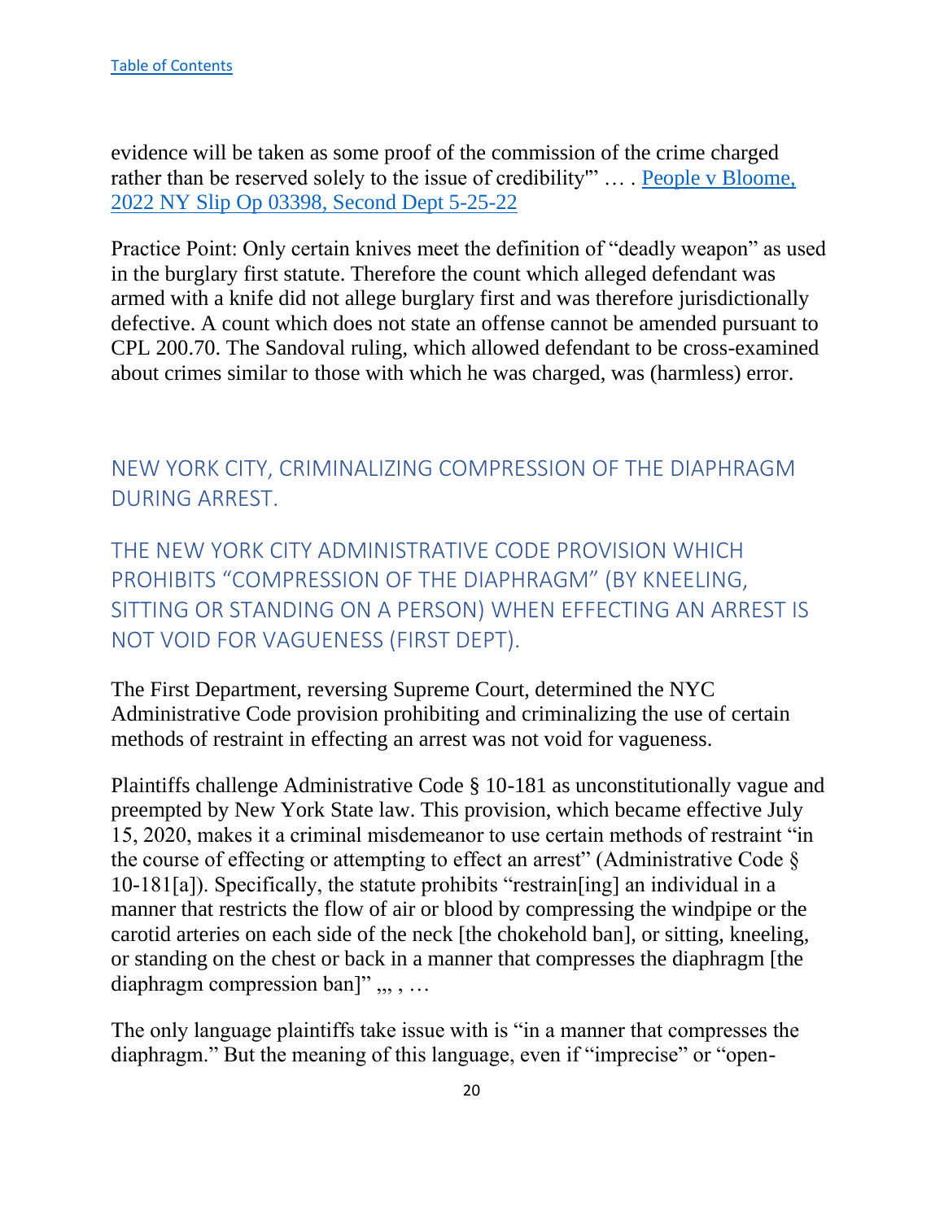evidence will be taken as some proof of the commission of the crime charged rather than be reserved solely to the issue of credibility'" … . [People v Bloome, 2022 NY Slip Op 03398, Second Dept 5-25-22](#)

Practice Point: Only certain knives meet the definition of "deadly weapon" as used in the burglary first statute. Therefore the count which alleged defendant was armed with a knife did not allege burglary first and was therefore jurisdictionally defective. A count which does not state an offense cannot be amended pursuant to CPL 200.70. The Sandoval ruling, which allowed defendant to be cross-examined about crimes similar to those with which he was charged, was (harmless) error.

## NEW YORK CITY, CRIMINALIZING COMPRESSION OF THE DIAPHRAGM DURING ARREST.

## THE NEW YORK CITY ADMINISTRATIVE CODE PROVISION WHICH PROHIBITS "COMPRESSION OF THE DIAPHRAGM" (BY KNEELING, SITTING OR STANDING ON A PERSON) WHEN EFFECTING AN ARREST IS NOT VOID FOR VAGUENESS (FIRST DEPT).

The First Department, reversing Supreme Court, determined the NYC Administrative Code provision prohibiting and criminalizing the use of certain methods of restraint in effecting an arrest was not void for vagueness.

Plaintiffs challenge Administrative Code § 10-181 as unconstitutionally vague and preempted by New York State law. This provision, which became effective July 15, 2020, makes it a criminal misdemeanor to use certain methods of restraint "in the course of effecting or attempting to effect an arrest" (Administrative Code § 10-181[a]). Specifically, the statute prohibits "restrain[ing] an individual in a manner that restricts the flow of air or blood by compressing the windpipe or the carotid arteries on each side of the neck [the chokehold ban], or sitting, kneeling, or standing on the chest or back in a manner that compresses the diaphragm [the diaphragm compression ban]" ,,, , …

The only language plaintiffs take issue with is "in a manner that compresses the diaphragm." But the meaning of this language, even if "imprecise" or "open-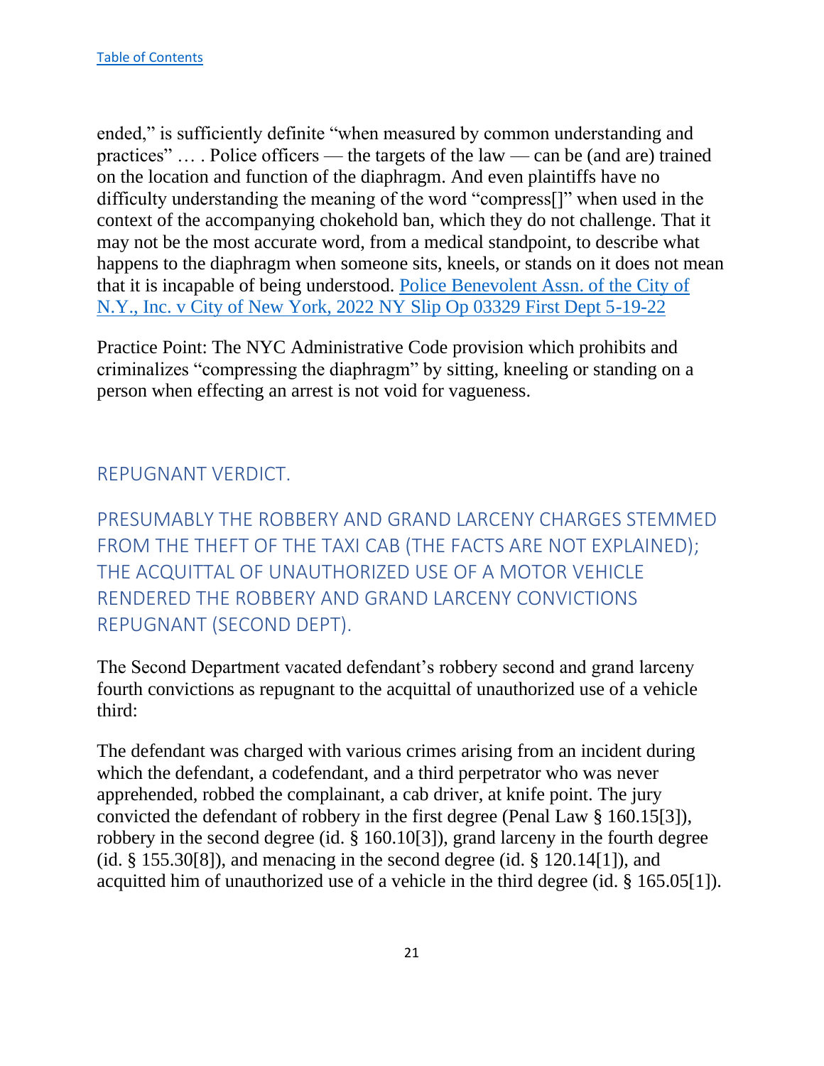ended," is sufficiently definite "when measured by common understanding and practices" … . Police officers — the targets of the law — can be (and are) trained on the location and function of the diaphragm. And even plaintiffs have no difficulty understanding the meaning of the word "compress[]" when used in the context of the accompanying chokehold ban, which they do not challenge. That it may not be the most accurate word, from a medical standpoint, to describe what happens to the diaphragm when someone sits, kneels, or stands on it does not mean that it is incapable of being understood. [Police Benevolent Assn. of the City of N.Y., Inc. v City of New York, 2022 NY Slip Op 03329 First Dept 5-19-22]

Practice Point: The NYC Administrative Code provision which prohibits and criminalizes "compressing the diaphragm" by sitting, kneeling or standing on a person when effecting an arrest is not void for vagueness.

## REPUGNANT VERDICT.

## PRESUMABLY THE ROBBERY AND GRAND LARCENY CHARGES STEMMED FROM THE THEFT OF THE TAXI CAB (THE FACTS ARE NOT EXPLAINED); THE ACQUITTAL OF UNAUTHORIZED USE OF A MOTOR VEHICLE RENDERED THE ROBBERY AND GRAND LARCENY CONVICTIONS REPUGNANT (SECOND DEPT).

The Second Department vacated defendant's robbery second and grand larceny fourth convictions as repugnant to the acquittal of unauthorized use of a vehicle third:

The defendant was charged with various crimes arising from an incident during which the defendant, a codefendant, and a third perpetrator who was never apprehended, robbed the complainant, a cab driver, at knife point. The jury convicted the defendant of robbery in the first degree (Penal Law § 160.15[3]), robbery in the second degree (id. § 160.10[3]), grand larceny in the fourth degree (id. § 155.30[8]), and menacing in the second degree (id. § 120.14[1]), and acquitted him of unauthorized use of a vehicle in the third degree (id. § 165.05[1]).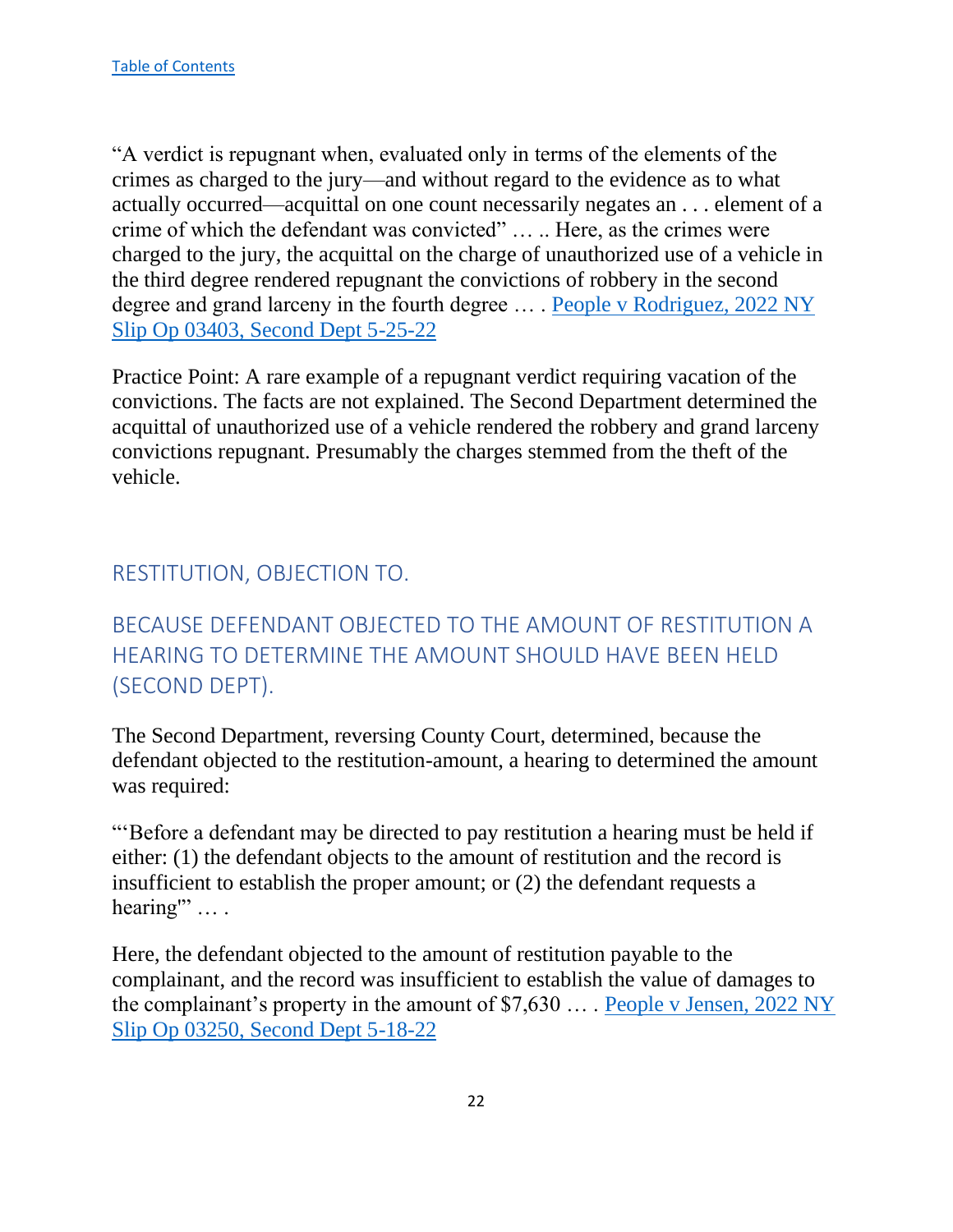[Table of Contents](#)

"A verdict is repugnant when, evaluated only in terms of the elements of the crimes as charged to the jury—and without regard to the evidence as to what actually occurred—acquittal on one count necessarily negates an . . . element of a crime of which the defendant was convicted" … .. Here, as the crimes were charged to the jury, the acquittal on the charge of unauthorized use of a vehicle in the third degree rendered repugnant the convictions of robbery in the second degree and grand larceny in the fourth degree … . [People v Rodriguez, 2022 NY Slip Op 03403, Second Dept 5-25-22](#)

Practice Point: A rare example of a repugnant verdict requiring vacation of the convictions. The facts are not explained. The Second Department determined the acquittal of unauthorized use of a vehicle rendered the robbery and grand larceny convictions repugnant. Presumably the charges stemmed from the theft of the vehicle.

## RESTITUTION, OBJECTION TO.

## BECAUSE DEFENDANT OBJECTED TO THE AMOUNT OF RESTITUTION A HEARING TO DETERMINE THE AMOUNT SHOULD HAVE BEEN HELD (SECOND DEPT).

The Second Department, reversing County Court, determined, because the defendant objected to the restitution-amount, a hearing to determined the amount was required:

"'Before a defendant may be directed to pay restitution a hearing must be held if either: (1) the defendant objects to the amount of restitution and the record is insufficient to establish the proper amount; or (2) the defendant requests a hearing'" … .

Here, the defendant objected to the amount of restitution payable to the complainant, and the record was insufficient to establish the value of damages to the complainant's property in the amount of $7,630 … . [People v Jensen, 2022 NY Slip Op 03250, Second Dept 5-18-22](#)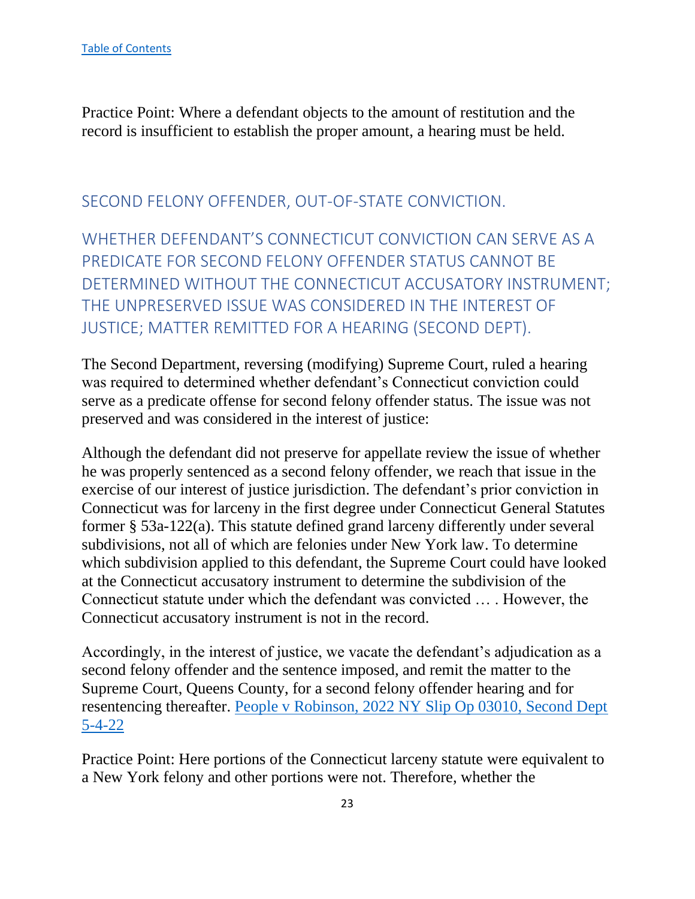[Table of Contents](#)

Practice Point: Where a defendant objects to the amount of restitution and the record is insufficient to establish the proper amount, a hearing must be held.

## SECOND FELONY OFFENDER, OUT-OF-STATE CONVICTION.

### WHETHER DEFENDANT'S CONNECTICUT CONVICTION CAN SERVE AS A PREDICATE FOR SECOND FELONY OFFENDER STATUS CANNOT BE DETERMINED WITHOUT THE CONNECTICUT ACCUSATORY INSTRUMENT; THE UNPRESERVED ISSUE WAS CONSIDERED IN THE INTEREST OF JUSTICE; MATTER REMITTED FOR A HEARING (SECOND DEPT).

The Second Department, reversing (modifying) Supreme Court, ruled a hearing was required to determined whether defendant's Connecticut conviction could serve as a predicate offense for second felony offender status. The issue was not preserved and was considered in the interest of justice:

Although the defendant did not preserve for appellate review the issue of whether he was properly sentenced as a second felony offender, we reach that issue in the exercise of our interest of justice jurisdiction. The defendant's prior conviction in Connecticut was for larceny in the first degree under Connecticut General Statutes former § 53a-122(a). This statute defined grand larceny differently under several subdivisions, not all of which are felonies under New York law. To determine which subdivision applied to this defendant, the Supreme Court could have looked at the Connecticut accusatory instrument to determine the subdivision of the Connecticut statute under which the defendant was convicted … . However, the Connecticut accusatory instrument is not in the record.

Accordingly, in the interest of justice, we vacate the defendant's adjudication as a second felony offender and the sentence imposed, and remit the matter to the Supreme Court, Queens County, for a second felony offender hearing and for resentencing thereafter. [People v Robinson, 2022 NY Slip Op 03010, Second Dept 5-4-22](#)

Practice Point: Here portions of the Connecticut larceny statute were equivalent to a New York felony and other portions were not. Therefore, whether the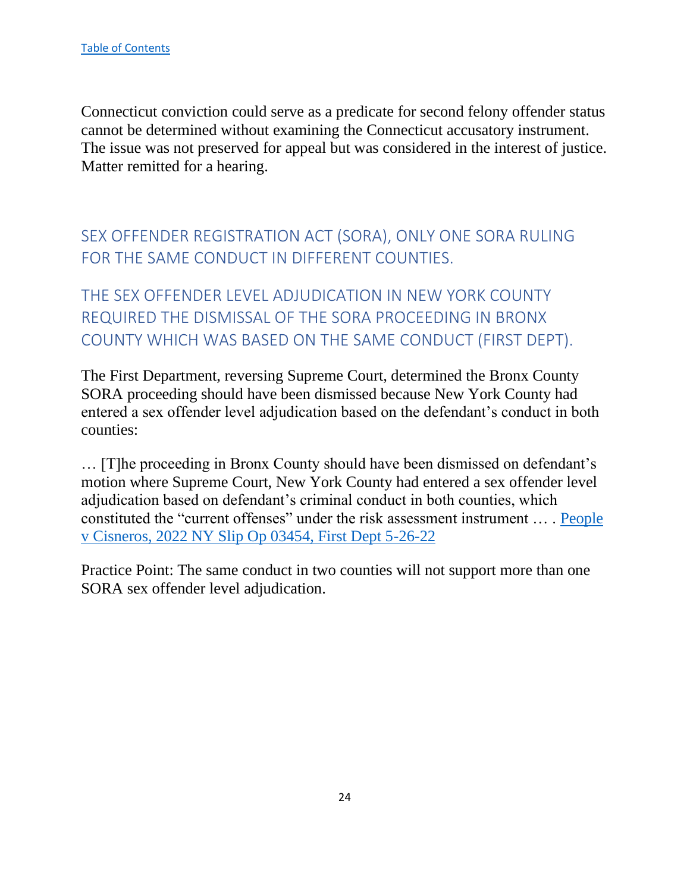Connecticut conviction could serve as a predicate for second felony offender status cannot be determined without examining the Connecticut accusatory instrument. The issue was not preserved for appeal but was considered in the interest of justice. Matter remitted for a hearing.

## SEX OFFENDER REGISTRATION ACT (SORA), ONLY ONE SORA RULING FOR THE SAME CONDUCT IN DIFFERENT COUNTIES.

## THE SEX OFFENDER LEVEL ADJUDICATION IN NEW YORK COUNTY REQUIRED THE DISMISSAL OF THE SORA PROCEEDING IN BRONX COUNTY WHICH WAS BASED ON THE SAME CONDUCT (FIRST DEPT).

The First Department, reversing Supreme Court, determined the Bronx County SORA proceeding should have been dismissed because New York County had entered a sex offender level adjudication based on the defendant's conduct in both counties:

… [T]he proceeding in Bronx County should have been dismissed on defendant's motion where Supreme Court, New York County had entered a sex offender level adjudication based on defendant's criminal conduct in both counties, which constituted the "current offenses" under the risk assessment instrument … . People v Cisneros, 2022 NY Slip Op 03454, First Dept 5-26-22

Practice Point: The same conduct in two counties will not support more than one SORA sex offender level adjudication.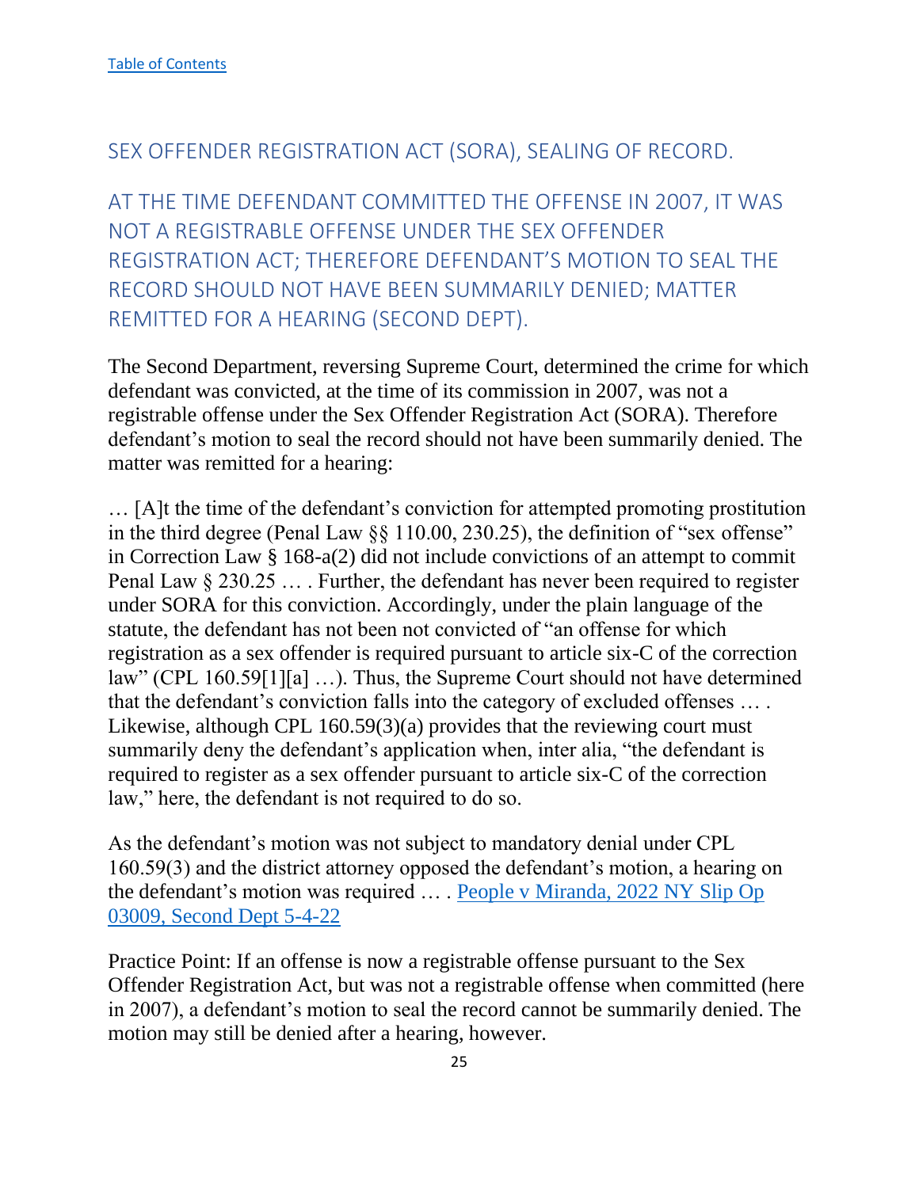[Table of Contents](#)

## SEX OFFENDER REGISTRATION ACT (SORA), SEALING OF RECORD.

## AT THE TIME DEFENDANT COMMITTED THE OFFENSE IN 2007, IT WAS NOT A REGISTRABLE OFFENSE UNDER THE SEX OFFENDER REGISTRATION ACT; THEREFORE DEFENDANT'S MOTION TO SEAL THE RECORD SHOULD NOT HAVE BEEN SUMMARILY DENIED; MATTER REMITTED FOR A HEARING (SECOND DEPT).

The Second Department, reversing Supreme Court, determined the crime for which defendant was convicted, at the time of its commission in 2007, was not a registrable offense under the Sex Offender Registration Act (SORA). Therefore defendant's motion to seal the record should not have been summarily denied. The matter was remitted for a hearing:

… [A]t the time of the defendant's conviction for attempted promoting prostitution in the third degree (Penal Law §§ 110.00, 230.25), the definition of "sex offense" in Correction Law § 168-a(2) did not include convictions of an attempt to commit Penal Law § 230.25 … . Further, the defendant has never been required to register under SORA for this conviction. Accordingly, under the plain language of the statute, the defendant has not been not convicted of "an offense for which registration as a sex offender is required pursuant to article six-C of the correction law" (CPL 160.59[1][a] …). Thus, the Supreme Court should not have determined that the defendant's conviction falls into the category of excluded offenses … . Likewise, although CPL 160.59(3)(a) provides that the reviewing court must summarily deny the defendant's application when, inter alia, "the defendant is required to register as a sex offender pursuant to article six-C of the correction law," here, the defendant is not required to do so.

As the defendant's motion was not subject to mandatory denial under CPL 160.59(3) and the district attorney opposed the defendant's motion, a hearing on the defendant's motion was required … . [People v Miranda, 2022 NY Slip Op 03009, Second Dept 5-4-22](#)

Practice Point: If an offense is now a registrable offense pursuant to the Sex Offender Registration Act, but was not a registrable offense when committed (here in 2007), a defendant's motion to seal the record cannot be summarily denied. The motion may still be denied after a hearing, however.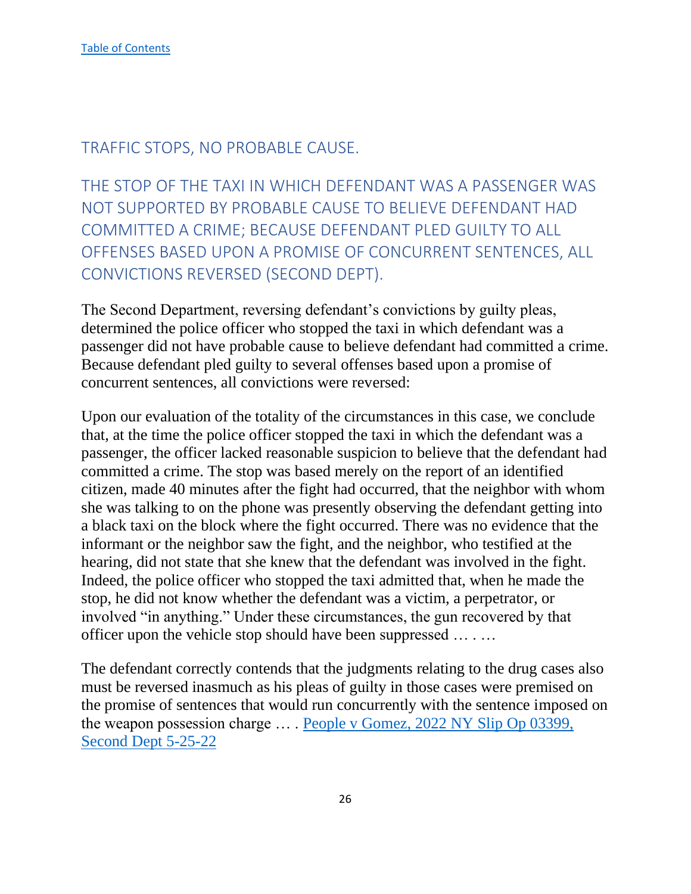[Table of Contents](#)

## TRAFFIC STOPS, NO PROBABLE CAUSE.

### THE STOP OF THE TAXI IN WHICH DEFENDANT WAS A PASSENGER WAS NOT SUPPORTED BY PROBABLE CAUSE TO BELIEVE DEFENDANT HAD COMMITTED A CRIME; BECAUSE DEFENDANT PLED GUILTY TO ALL OFFENSES BASED UPON A PROMISE OF CONCURRENT SENTENCES, ALL CONVICTIONS REVERSED (SECOND DEPT).

The Second Department, reversing defendant's convictions by guilty pleas, determined the police officer who stopped the taxi in which defendant was a passenger did not have probable cause to believe defendant had committed a crime. Because defendant pled guilty to several offenses based upon a promise of concurrent sentences, all convictions were reversed:

Upon our evaluation of the totality of the circumstances in this case, we conclude that, at the time the police officer stopped the taxi in which the defendant was a passenger, the officer lacked reasonable suspicion to believe that the defendant had committed a crime. The stop was based merely on the report of an identified citizen, made 40 minutes after the fight had occurred, that the neighbor with whom she was talking to on the phone was presently observing the defendant getting into a black taxi on the block where the fight occurred. There was no evidence that the informant or the neighbor saw the fight, and the neighbor, who testified at the hearing, did not state that she knew that the defendant was involved in the fight. Indeed, the police officer who stopped the taxi admitted that, when he made the stop, he did not know whether the defendant was a victim, a perpetrator, or involved "in anything." Under these circumstances, the gun recovered by that officer upon the vehicle stop should have been suppressed … . …

The defendant correctly contends that the judgments relating to the drug cases also must be reversed inasmuch as his pleas of guilty in those cases were premised on the promise of sentences that would run concurrently with the sentence imposed on the weapon possession charge … . [People v Gomez, 2022 NY Slip Op 03399, Second Dept 5-25-22](#)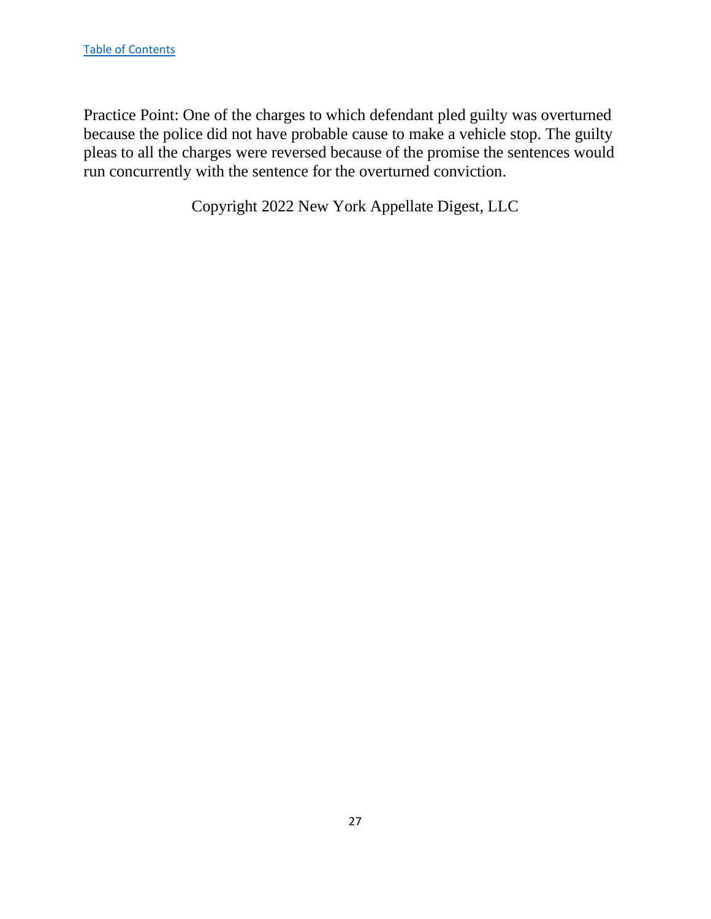[Table of Contents](#)

Practice Point: One of the charges to which defendant pled guilty was overturned because the police did not have probable cause to make a vehicle stop. The guilty pleas to all the charges were reversed because of the promise the sentences would run concurrently with the sentence for the overturned conviction.

Copyright 2022 New York Appellate Digest, LLC